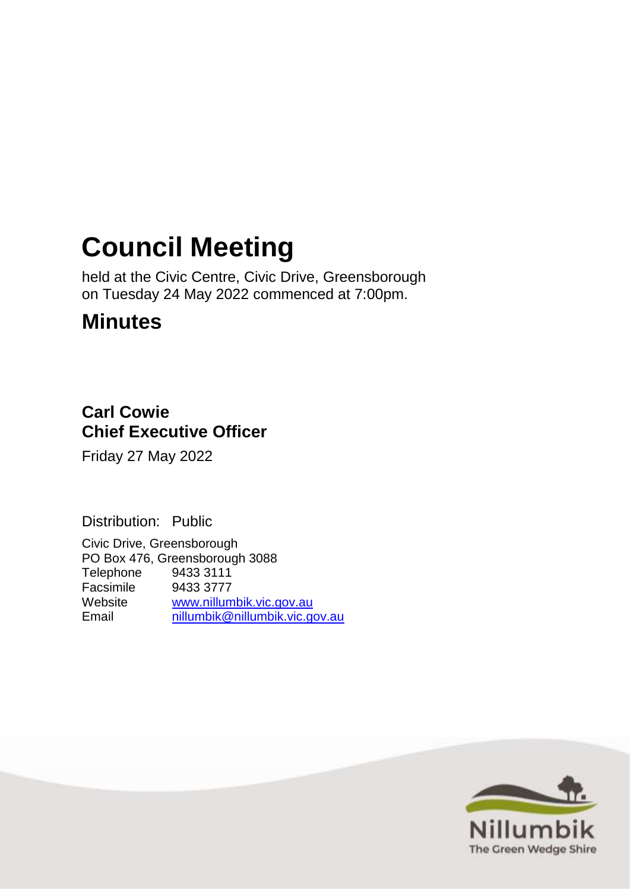# Council Meeting

held at the Civic Centre, Civic Drive, Greensborough on Tuesday 24 May 2022 commenced at 7:00pm.

## Minutes

**Carl Cowie**
**Chief Executive Officer**

Friday 27 May 2022

Distribution: Public

Civic Drive, Greensborough
PO Box 476, Greensborough 3088

| | |
|---|---|
| Telephone | 9433 3111 |
| Facsimile | 9433 3777 |
| Website | www.nillumbik.vic.gov.au |
| Email | nillumbik@nillumbik.vic.gov.au |

Nillumbik
The Green Wedge Shire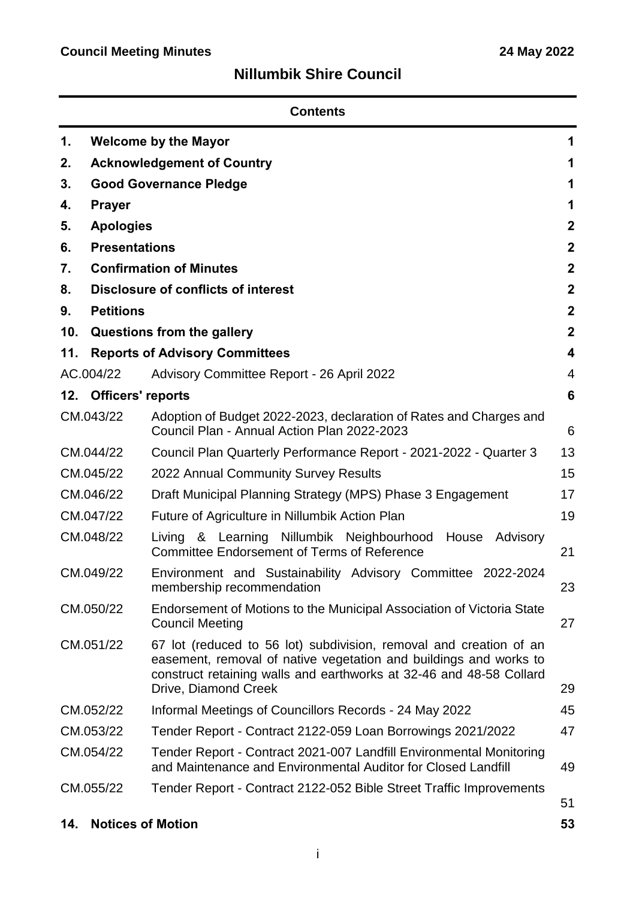**Council Meeting Minutes** **24 May 2022**

# Nillumbik Shire Council

## Contents

| | | |
|---|---|---|
| **1.** | **Welcome by the Mayor** | **1** |
| **2.** | **Acknowledgement of Country** | **1** |
| **3.** | **Good Governance Pledge** | **1** |
| **4.** | **Prayer** | **1** |
| **5.** | **Apologies** | **2** |
| **6.** | **Presentations** | **2** |
| **7.** | **Confirmation of Minutes** | **2** |
| **8.** | **Disclosure of conflicts of interest** | **2** |
| **9.** | **Petitions** | **2** |
| **10.** | **Questions from the gallery** | **2** |
| **11.** | **Reports of Advisory Committees** | **4** |
| AC.004/22 | Advisory Committee Report - 26 April 2022 | 4 |
| **12.** | **Officers' reports** | **6** |
| CM.043/22 | Adoption of Budget 2022-2023, declaration of Rates and Charges and Council Plan - Annual Action Plan 2022-2023 | 6 |
| CM.044/22 | Council Plan Quarterly Performance Report - 2021-2022 - Quarter 3 | 13 |
| CM.045/22 | 2022 Annual Community Survey Results | 15 |
| CM.046/22 | Draft Municipal Planning Strategy (MPS) Phase 3 Engagement | 17 |
| CM.047/22 | Future of Agriculture in Nillumbik Action Plan | 19 |
| CM.048/22 | Living & Learning Nillumbik Neighbourhood House Advisory Committee Endorsement of Terms of Reference | 21 |
| CM.049/22 | Environment and Sustainability Advisory Committee 2022-2024 membership recommendation | 23 |
| CM.050/22 | Endorsement of Motions to the Municipal Association of Victoria State Council Meeting | 27 |
| CM.051/22 | 67 lot (reduced to 56 lot) subdivision, removal and creation of an easement, removal of native vegetation and buildings and works to construct retaining walls and earthworks at 32-46 and 48-58 Collard Drive, Diamond Creek | 29 |
| CM.052/22 | Informal Meetings of Councillors Records - 24 May 2022 | 45 |
| CM.053/22 | Tender Report - Contract 2122-059 Loan Borrowings 2021/2022 | 47 |
| CM.054/22 | Tender Report - Contract 2021-007 Landfill Environmental Monitoring and Maintenance and Environmental Auditor for Closed Landfill | 49 |
| CM.055/22 | Tender Report - Contract 2122-052 Bible Street Traffic Improvements | 51 |
| **14.** | **Notices of Motion** | **53** |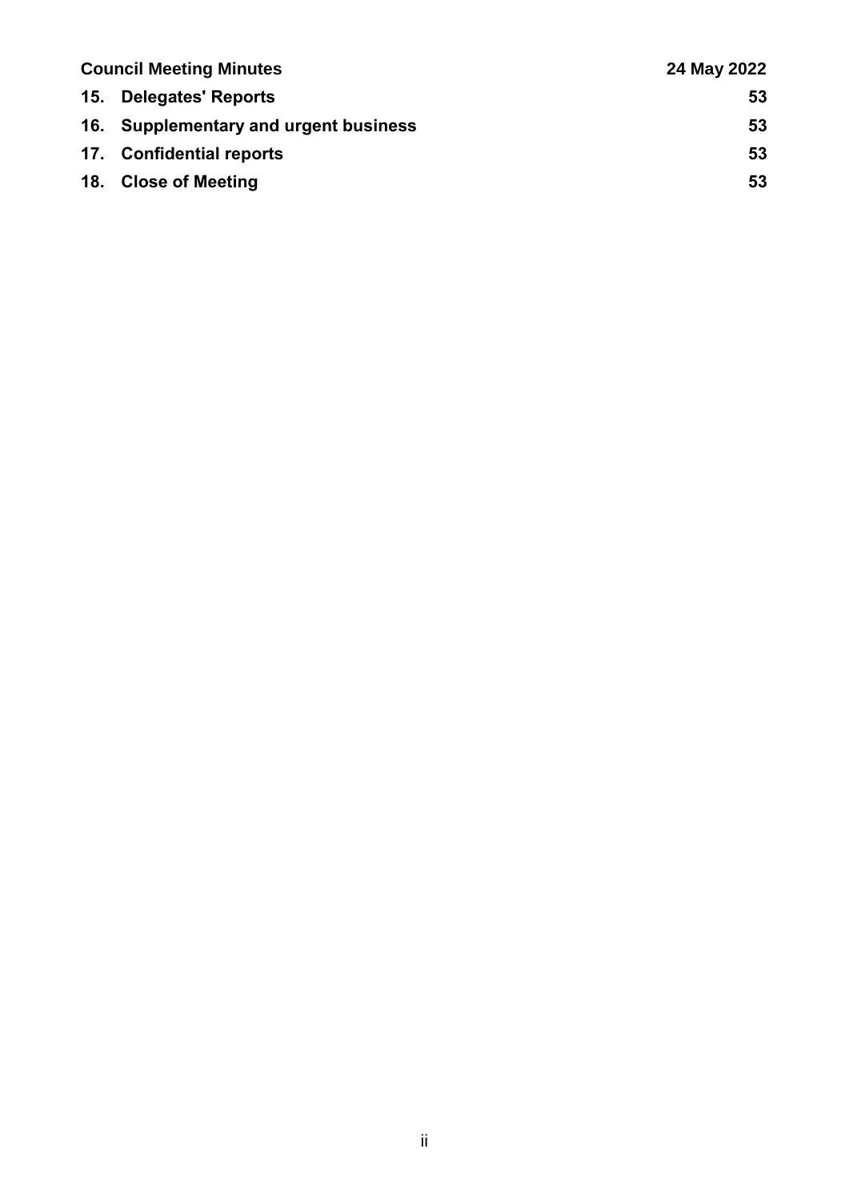| | | |
|---|---|---|
| **15.** | **Delegates' Reports** | **53** |
| **16.** | **Supplementary and urgent business** | **53** |
| **17.** | **Confidential reports** | **53** |
| **18.** | **Close of Meeting** | **53** |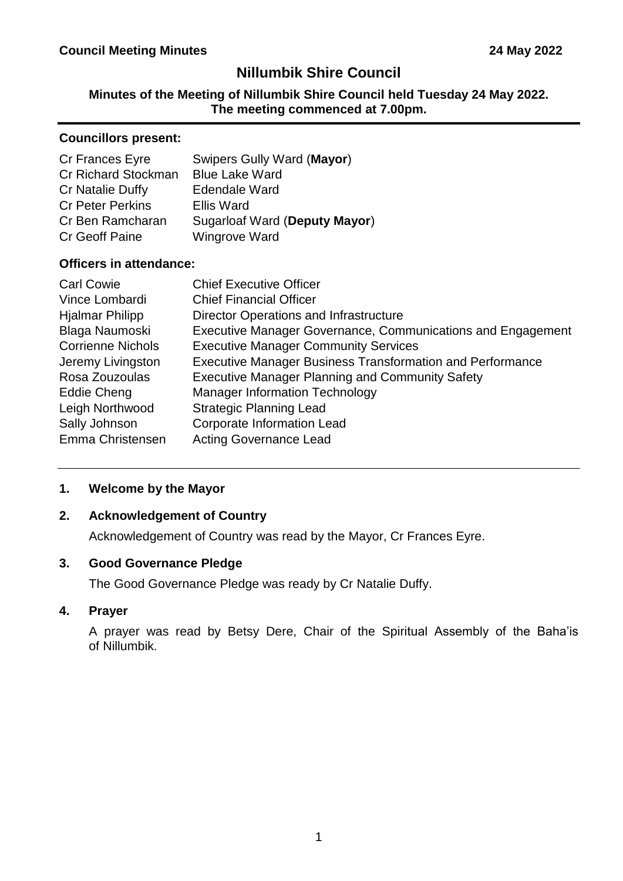# Nillumbik Shire Council

**Minutes of the Meeting of Nillumbik Shire Council held Tuesday 24 May 2022. The meeting commenced at 7.00pm.**

**Councillors present:**

| | |
|---|---|
| Cr Frances Eyre | Swipers Gully Ward (**Mayor**) |
| Cr Richard Stockman | Blue Lake Ward |
| Cr Natalie Duffy | Edendale Ward |
| Cr Peter Perkins | Ellis Ward |
| Cr Ben Ramcharan | Sugarloaf Ward (**Deputy Mayor**) |
| Cr Geoff Paine | Wingrove Ward |

**Officers in attendance:**

| | |
|---|---|
| Carl Cowie | Chief Executive Officer |
| Vince Lombardi | Chief Financial Officer |
| Hjalmar Philipp | Director Operations and Infrastructure |
| Blaga Naumoski | Executive Manager Governance, Communications and Engagement |
| Corrienne Nichols | Executive Manager Community Services |
| Jeremy Livingston | Executive Manager Business Transformation and Performance |
| Rosa Zouzoulas | Executive Manager Planning and Community Safety |
| Eddie Cheng | Manager Information Technology |
| Leigh Northwood | Strategic Planning Lead |
| Sally Johnson | Corporate Information Lead |
| Emma Christensen | Acting Governance Lead |

## 1. Welcome by the Mayor

## 2. Acknowledgement of Country

Acknowledgement of Country was read by the Mayor, Cr Frances Eyre.

## 3. Good Governance Pledge

The Good Governance Pledge was ready by Cr Natalie Duffy.

## 4. Prayer

A prayer was read by Betsy Dere, Chair of the Spiritual Assembly of the Baha'is of Nillumbik.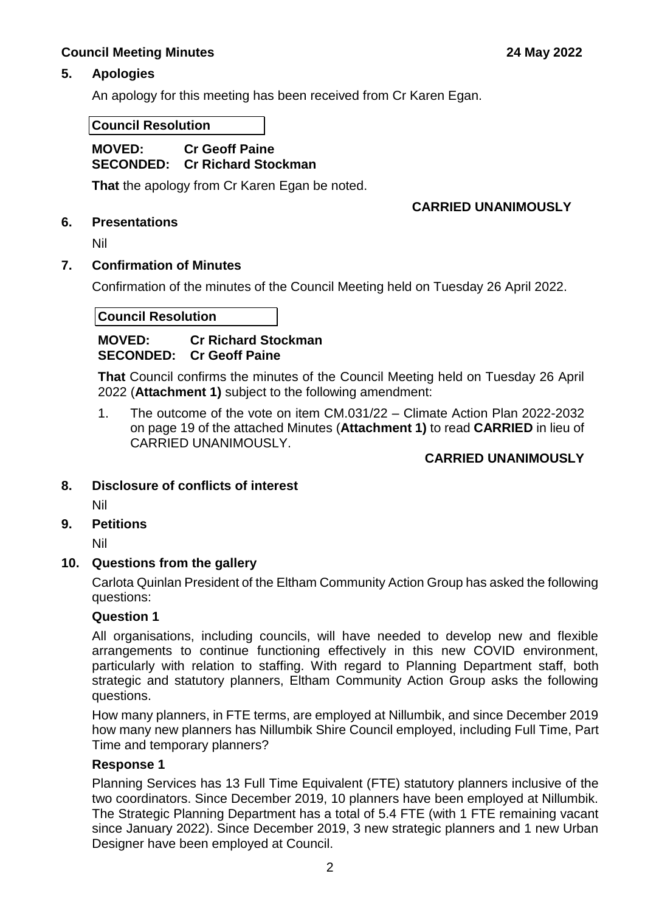## 5. Apologies

An apology for this meeting has been received from Cr Karen Egan.

**Council Resolution**

**MOVED: Cr Geoff Paine**
**SECONDED: Cr Richard Stockman**

**That** the apology from Cr Karen Egan be noted.

**CARRIED UNANIMOUSLY**

## 6. Presentations

Nil

## 7. Confirmation of Minutes

Confirmation of the minutes of the Council Meeting held on Tuesday 26 April 2022.

**Council Resolution**

**MOVED: Cr Richard Stockman**
**SECONDED: Cr Geoff Paine**

**That** Council confirms the minutes of the Council Meeting held on Tuesday 26 April 2022 (**Attachment 1)** subject to the following amendment:

1. The outcome of the vote on item CM.031/22 – Climate Action Plan 2022-2032 on page 19 of the attached Minutes (**Attachment 1)** to read **CARRIED** in lieu of CARRIED UNANIMOUSLY.

**CARRIED UNANIMOUSLY**

## 8. Disclosure of conflicts of interest

Nil

## 9. Petitions

Nil

## 10. Questions from the gallery

Carlota Quinlan President of the Eltham Community Action Group has asked the following questions:

**Question 1**

All organisations, including councils, will have needed to develop new and flexible arrangements to continue functioning effectively in this new COVID environment, particularly with relation to staffing. With regard to Planning Department staff, both strategic and statutory planners, Eltham Community Action Group asks the following questions.

How many planners, in FTE terms, are employed at Nillumbik, and since December 2019 how many new planners has Nillumbik Shire Council employed, including Full Time, Part Time and temporary planners?

**Response 1**

Planning Services has 13 Full Time Equivalent (FTE) statutory planners inclusive of the two coordinators. Since December 2019, 10 planners have been employed at Nillumbik. The Strategic Planning Department has a total of 5.4 FTE (with 1 FTE remaining vacant since January 2022). Since December 2019, 3 new strategic planners and 1 new Urban Designer have been employed at Council.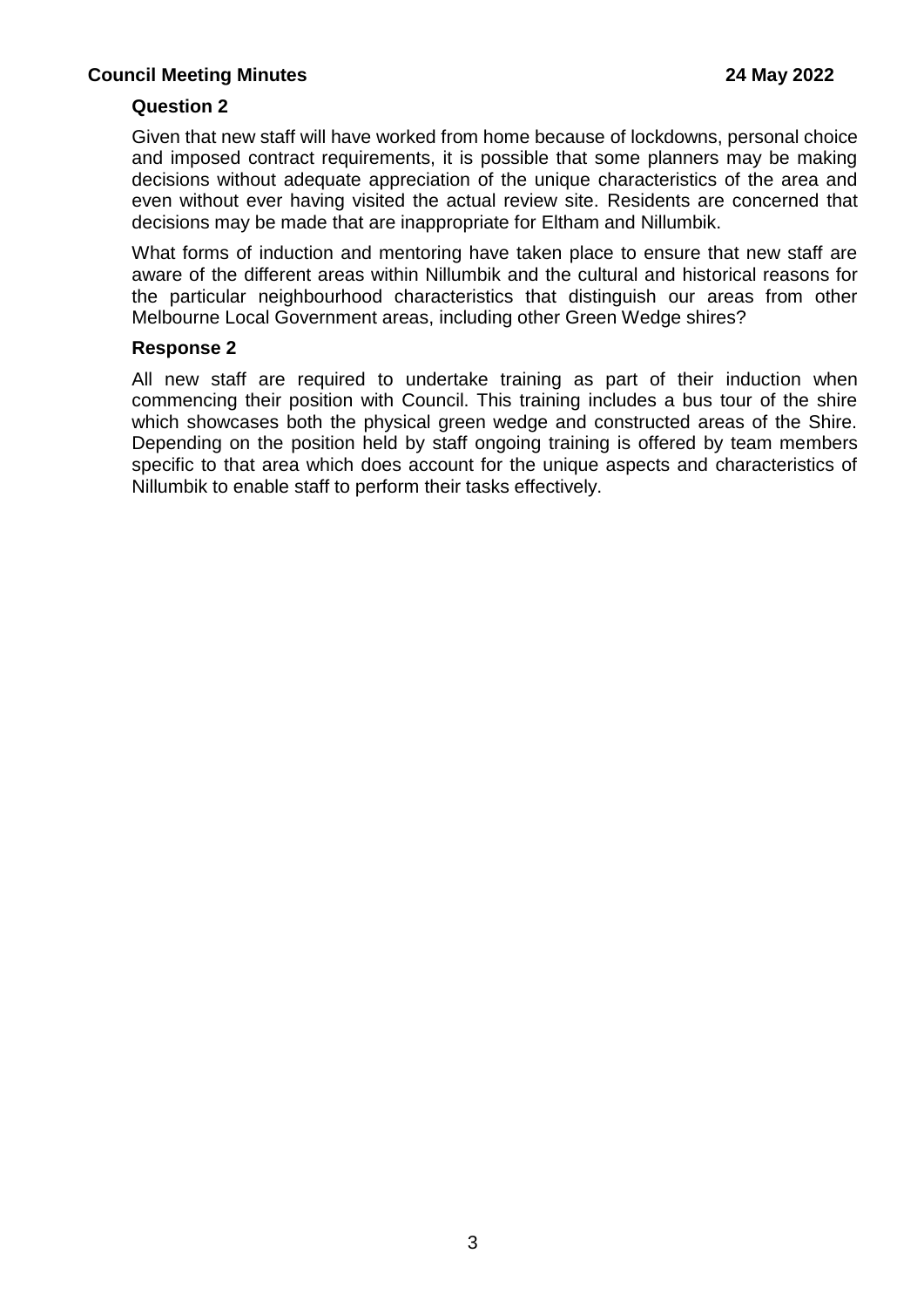**Question 2**

Given that new staff will have worked from home because of lockdowns, personal choice and imposed contract requirements, it is possible that some planners may be making decisions without adequate appreciation of the unique characteristics of the area and even without ever having visited the actual review site. Residents are concerned that decisions may be made that are inappropriate for Eltham and Nillumbik.

What forms of induction and mentoring have taken place to ensure that new staff are aware of the different areas within Nillumbik and the cultural and historical reasons for the particular neighbourhood characteristics that distinguish our areas from other Melbourne Local Government areas, including other Green Wedge shires?

**Response 2**

All new staff are required to undertake training as part of their induction when commencing their position with Council. This training includes a bus tour of the shire which showcases both the physical green wedge and constructed areas of the Shire. Depending on the position held by staff ongoing training is offered by team members specific to that area which does account for the unique aspects and characteristics of Nillumbik to enable staff to perform their tasks effectively.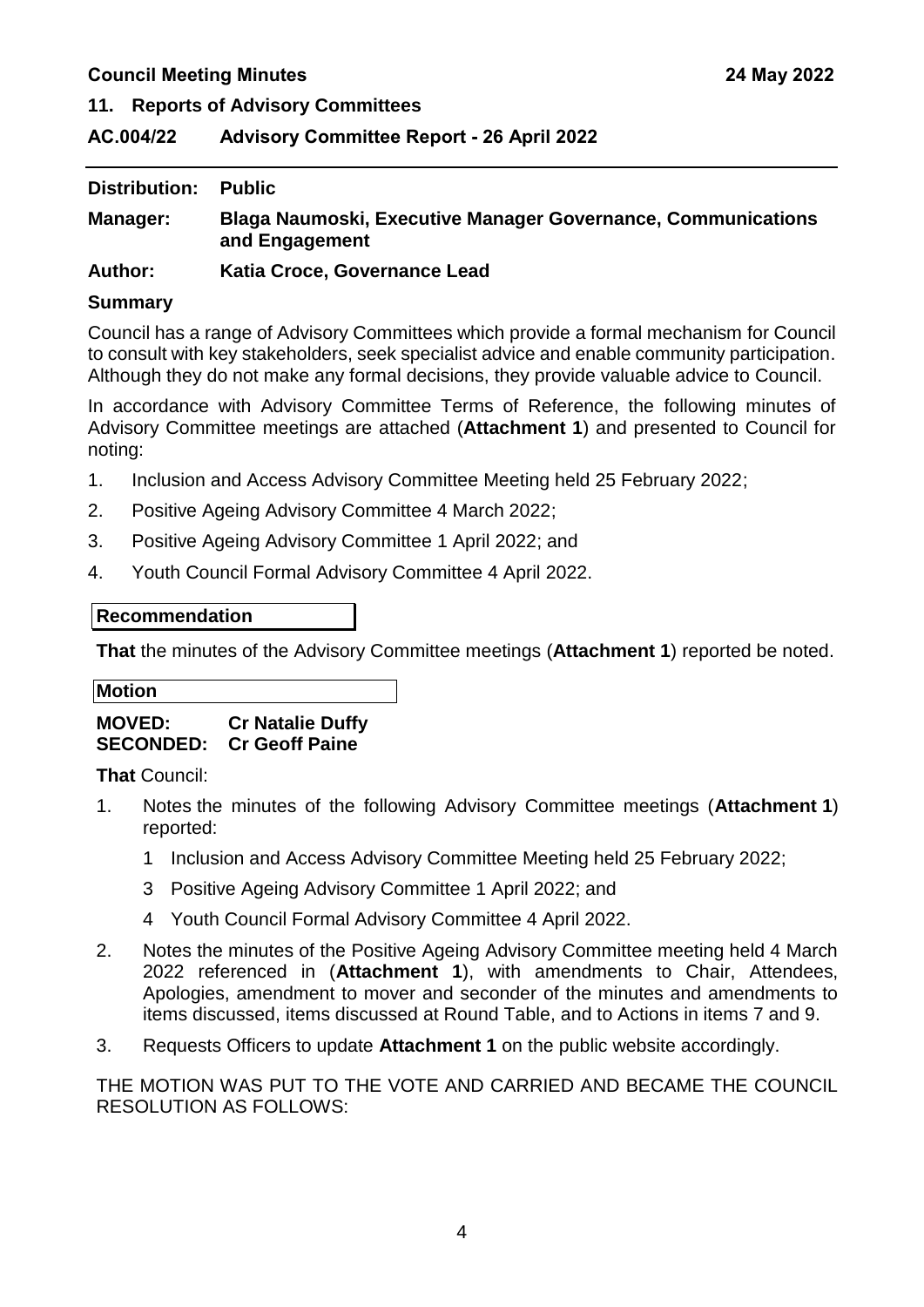**Council Meeting Minutes** **24 May 2022**

## 11. Reports of Advisory Committees

## AC.004/22 Advisory Committee Report - 26 April 2022

**Distribution:** **Public**

**Manager:** **Blaga Naumoski, Executive Manager Governance, Communications and Engagement**

**Author:** **Katia Croce, Governance Lead**

### Summary

Council has a range of Advisory Committees which provide a formal mechanism for Council to consult with key stakeholders, seek specialist advice and enable community participation. Although they do not make any formal decisions, they provide valuable advice to Council.

In accordance with Advisory Committee Terms of Reference, the following minutes of Advisory Committee meetings are attached (**Attachment 1**) and presented to Council for noting:

1. Inclusion and Access Advisory Committee Meeting held 25 February 2022;
2. Positive Ageing Advisory Committee 4 March 2022;
3. Positive Ageing Advisory Committee 1 April 2022; and
4. Youth Council Formal Advisory Committee 4 April 2022.

**Recommendation**

**That** the minutes of the Advisory Committee meetings (**Attachment 1**) reported be noted.

**Motion**

**MOVED:** **Cr Natalie Duffy**
**SECONDED:** **Cr Geoff Paine**

**That** Council:

1. Notes the minutes of the following Advisory Committee meetings (**Attachment 1**) reported:
   1 Inclusion and Access Advisory Committee Meeting held 25 February 2022;
   3 Positive Ageing Advisory Committee 1 April 2022; and
   4 Youth Council Formal Advisory Committee 4 April 2022.
2. Notes the minutes of the Positive Ageing Advisory Committee meeting held 4 March 2022 referenced in (**Attachment 1**), with amendments to Chair, Attendees, Apologies, amendment to mover and seconder of the minutes and amendments to items discussed, items discussed at Round Table, and to Actions in items 7 and 9.
3. Requests Officers to update **Attachment 1** on the public website accordingly.

THE MOTION WAS PUT TO THE VOTE AND CARRIED AND BECAME THE COUNCIL RESOLUTION AS FOLLOWS: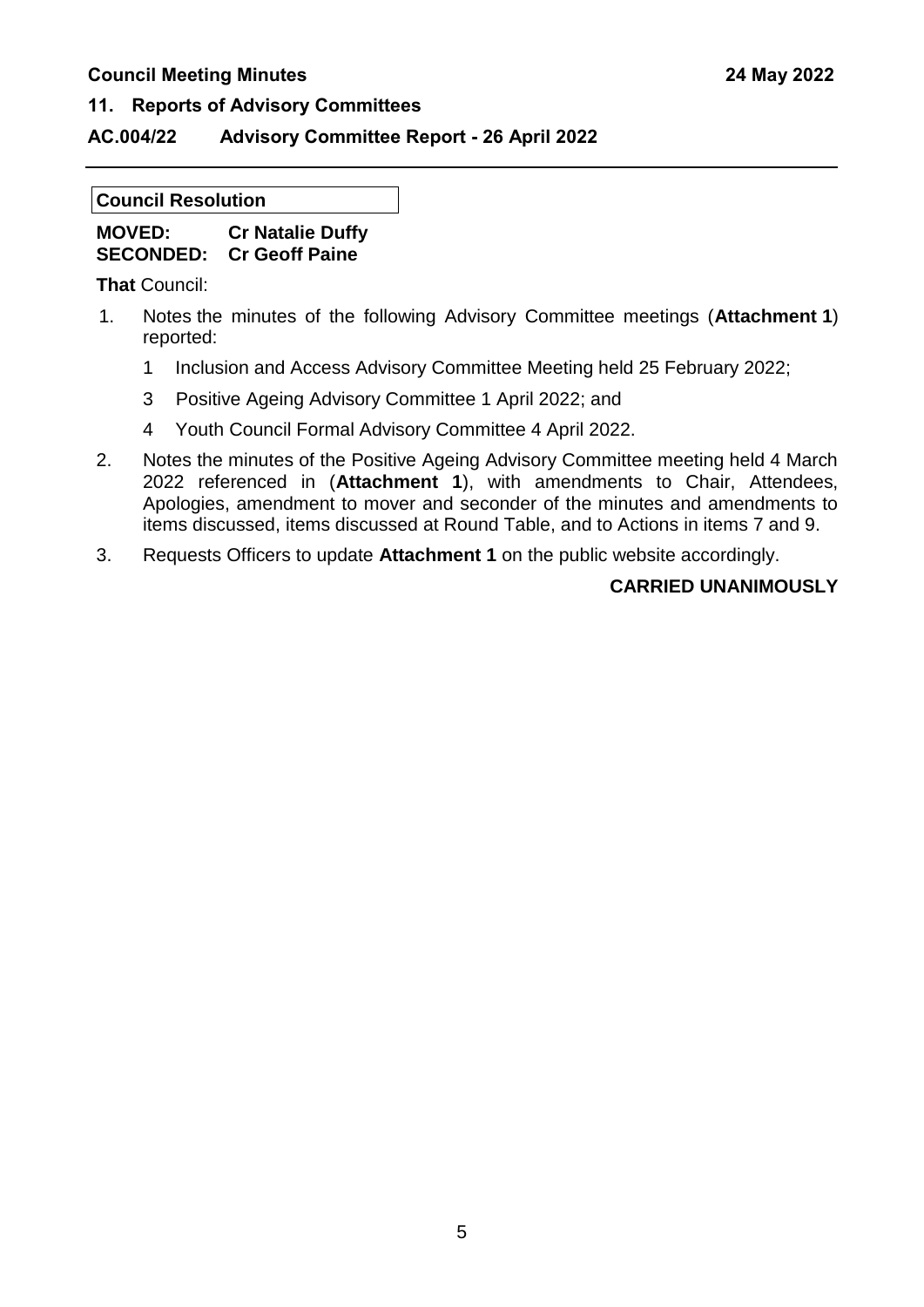## 11. Reports of Advisory Committees

### AC.004/22 Advisory Committee Report - 26 April 2022

**Council Resolution**

**MOVED:** **Cr Natalie Duffy**
**SECONDED:** **Cr Geoff Paine**

**That** Council:

1. Notes the minutes of the following Advisory Committee meetings (**Attachment 1**) reported:
   1 Inclusion and Access Advisory Committee Meeting held 25 February 2022;
   3 Positive Ageing Advisory Committee 1 April 2022; and
   4 Youth Council Formal Advisory Committee 4 April 2022.
2. Notes the minutes of the Positive Ageing Advisory Committee meeting held 4 March 2022 referenced in (**Attachment 1**), with amendments to Chair, Attendees, Apologies, amendment to mover and seconder of the minutes and amendments to items discussed, items discussed at Round Table, and to Actions in items 7 and 9.
3. Requests Officers to update **Attachment 1** on the public website accordingly.

**CARRIED UNANIMOUSLY**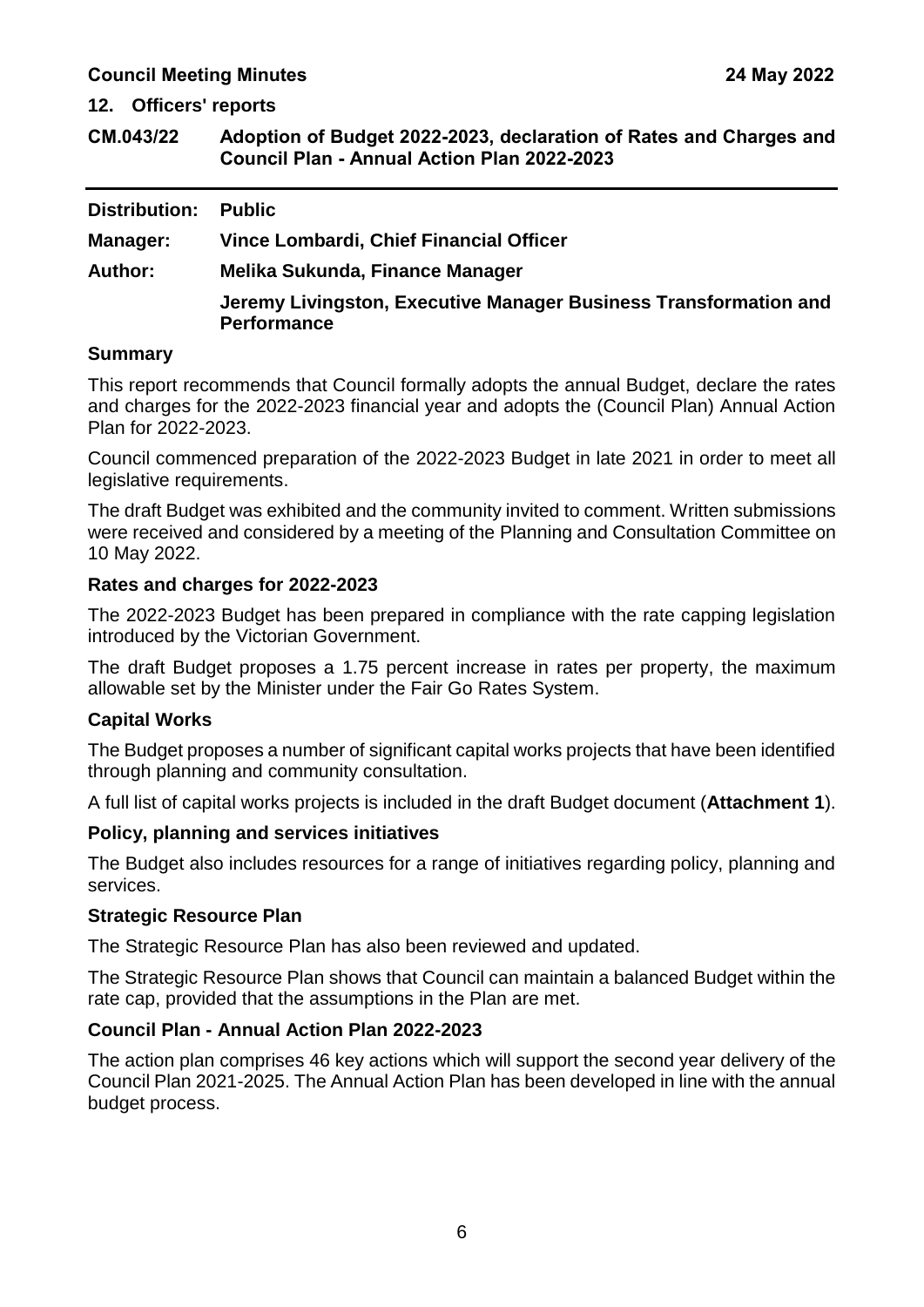## 12. Officers' reports

### CM.043/22 Adoption of Budget 2022-2023, declaration of Rates and Charges and Council Plan - Annual Action Plan 2022-2023

**Distribution:** Public

**Manager:** Vince Lombardi, Chief Financial Officer

**Author:** Melika Sukunda, Finance Manager

Jeremy Livingston, Executive Manager Business Transformation and Performance

**Summary**

This report recommends that Council formally adopts the annual Budget, declare the rates and charges for the 2022-2023 financial year and adopts the (Council Plan) Annual Action Plan for 2022-2023.

Council commenced preparation of the 2022-2023 Budget in late 2021 in order to meet all legislative requirements.

The draft Budget was exhibited and the community invited to comment. Written submissions were received and considered by a meeting of the Planning and Consultation Committee on 10 May 2022.

**Rates and charges for 2022-2023**

The 2022-2023 Budget has been prepared in compliance with the rate capping legislation introduced by the Victorian Government.

The draft Budget proposes a 1.75 percent increase in rates per property, the maximum allowable set by the Minister under the Fair Go Rates System.

**Capital Works**

The Budget proposes a number of significant capital works projects that have been identified through planning and community consultation.

A full list of capital works projects is included in the draft Budget document (**Attachment 1**).

**Policy, planning and services initiatives**

The Budget also includes resources for a range of initiatives regarding policy, planning and services.

**Strategic Resource Plan**

The Strategic Resource Plan has also been reviewed and updated.

The Strategic Resource Plan shows that Council can maintain a balanced Budget within the rate cap, provided that the assumptions in the Plan are met.

**Council Plan - Annual Action Plan 2022-2023**

The action plan comprises 46 key actions which will support the second year delivery of the Council Plan 2021-2025. The Annual Action Plan has been developed in line with the annual budget process.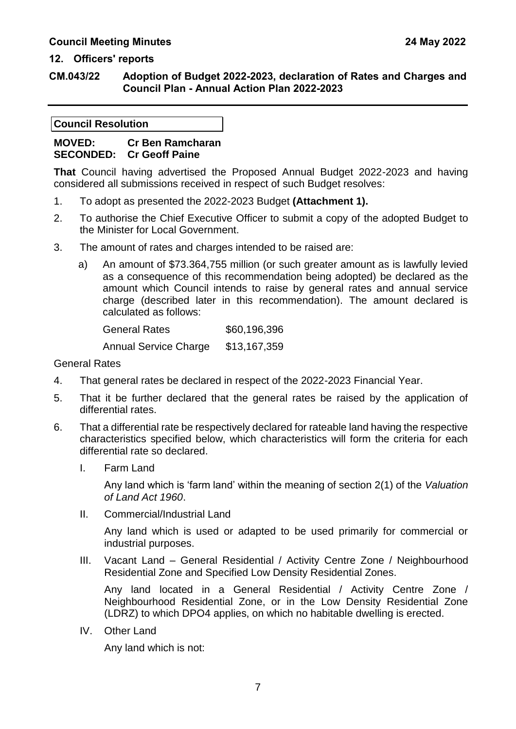## 12. Officers' reports

### CM.043/22 Adoption of Budget 2022-2023, declaration of Rates and Charges and Council Plan - Annual Action Plan 2022-2023

---

**Council Resolution**

**MOVED: Cr Ben Ramcharan**
**SECONDED: Cr Geoff Paine**

**That** Council having advertised the Proposed Annual Budget 2022-2023 and having considered all submissions received in respect of such Budget resolves:

1. To adopt as presented the 2022-2023 Budget **(Attachment 1).**
2. To authorise the Chief Executive Officer to submit a copy of the adopted Budget to the Minister for Local Government.
3. The amount of rates and charges intended to be raised are:

   a) An amount of $73.364,755 million (or such greater amount as is lawfully levied as a consequence of this recommendation being adopted) be declared as the amount which Council intends to raise by general rates and annual service charge (described later in this recommendation). The amount declared is calculated as follows:

   | | |
   |---|---|
   | General Rates | $60,196,396 |
   | Annual Service Charge | $13,167,359 |

General Rates

4. That general rates be declared in respect of the 2022-2023 Financial Year.
5. That it be further declared that the general rates be raised by the application of differential rates.
6. That a differential rate be respectively declared for rateable land having the respective characteristics specified below, which characteristics will form the criteria for each differential rate so declared.

   I. Farm Land

      Any land which is 'farm land' within the meaning of section 2(1) of the *Valuation of Land Act 1960*.

   II. Commercial/Industrial Land

      Any land which is used or adapted to be used primarily for commercial or industrial purposes.

   III. Vacant Land – General Residential / Activity Centre Zone / Neighbourhood Residential Zone and Specified Low Density Residential Zones.

      Any land located in a General Residential / Activity Centre Zone / Neighbourhood Residential Zone, or in the Low Density Residential Zone (LDRZ) to which DPO4 applies, on which no habitable dwelling is erected.

   IV. Other Land

      Any land which is not: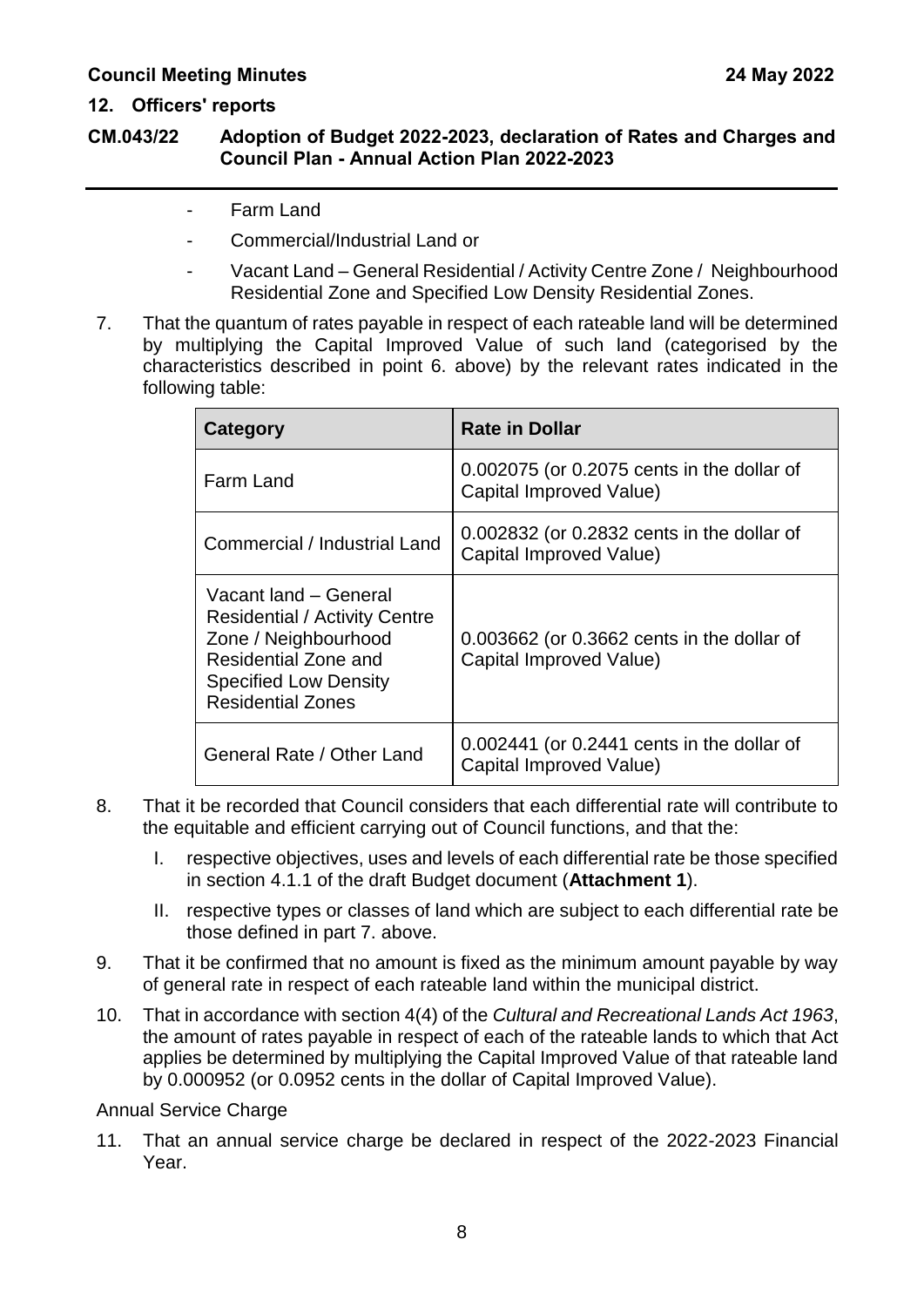- Farm Land
- Commercial/Industrial Land or
- Vacant Land – General Residential / Activity Centre Zone / Neighbourhood Residential Zone and Specified Low Density Residential Zones.

7. That the quantum of rates payable in respect of each rateable land will be determined by multiplying the Capital Improved Value of such land (categorised by the characteristics described in point 6. above) by the relevant rates indicated in the following table:

| Category | Rate in Dollar |
|---|---|
| Farm Land | 0.002075 (or 0.2075 cents in the dollar of Capital Improved Value) |
| Commercial / Industrial Land | 0.002832 (or 0.2832 cents in the dollar of Capital Improved Value) |
| Vacant land – General Residential / Activity Centre Zone / Neighbourhood Residential Zone and Specified Low Density Residential Zones | 0.003662 (or 0.3662 cents in the dollar of Capital Improved Value) |
| General Rate / Other Land | 0.002441 (or 0.2441 cents in the dollar of Capital Improved Value) |

8. That it be recorded that Council considers that each differential rate will contribute to the equitable and efficient carrying out of Council functions, and that the:
   I. respective objectives, uses and levels of each differential rate be those specified in section 4.1.1 of the draft Budget document (**Attachment 1**).
   II. respective types or classes of land which are subject to each differential rate be those defined in part 7. above.

9. That it be confirmed that no amount is fixed as the minimum amount payable by way of general rate in respect of each rateable land within the municipal district.

10. That in accordance with section 4(4) of the *Cultural and Recreational Lands Act 1963*, the amount of rates payable in respect of each of the rateable lands to which that Act applies be determined by multiplying the Capital Improved Value of that rateable land by 0.000952 (or 0.0952 cents in the dollar of Capital Improved Value).

Annual Service Charge

11. That an annual service charge be declared in respect of the 2022-2023 Financial Year.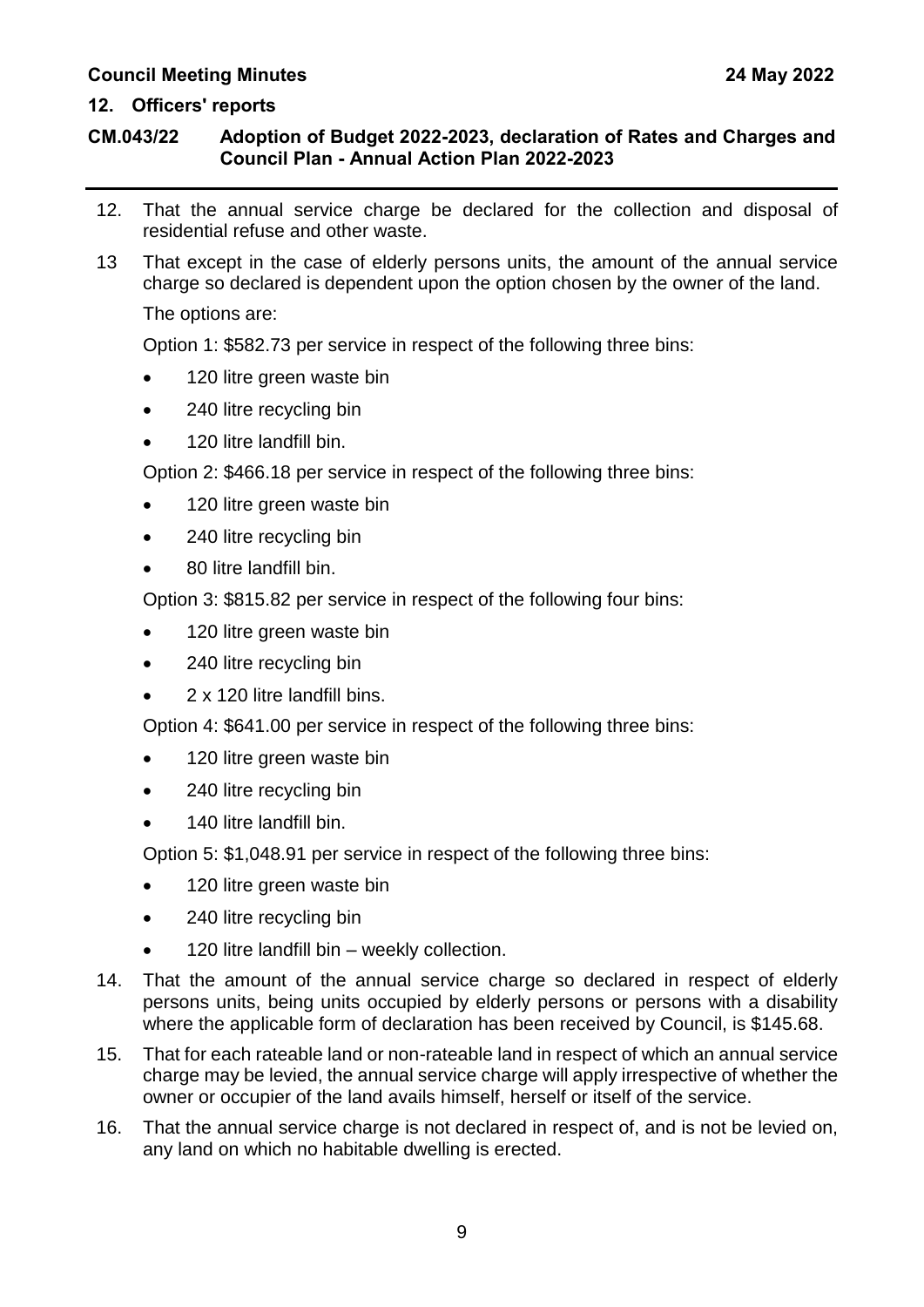12. That the annual service charge be declared for the collection and disposal of residential refuse and other waste.

13 That except in the case of elderly persons units, the amount of the annual service charge so declared is dependent upon the option chosen by the owner of the land.

The options are:

Option 1: $582.73 per service in respect of the following three bins:

- 120 litre green waste bin
- 240 litre recycling bin
- 120 litre landfill bin.

Option 2: $466.18 per service in respect of the following three bins:

- 120 litre green waste bin
- 240 litre recycling bin
- 80 litre landfill bin.

Option 3: $815.82 per service in respect of the following four bins:

- 120 litre green waste bin
- 240 litre recycling bin
- 2 x 120 litre landfill bins.

Option 4: $641.00 per service in respect of the following three bins:

- 120 litre green waste bin
- 240 litre recycling bin
- 140 litre landfill bin.

Option 5: $1,048.91 per service in respect of the following three bins:

- 120 litre green waste bin
- 240 litre recycling bin
- 120 litre landfill bin – weekly collection.

14. That the amount of the annual service charge so declared in respect of elderly persons units, being units occupied by elderly persons or persons with a disability where the applicable form of declaration has been received by Council, is $145.68.

15. That for each rateable land or non-rateable land in respect of which an annual service charge may be levied, the annual service charge will apply irrespective of whether the owner or occupier of the land avails himself, herself or itself of the service.

16. That the annual service charge is not declared in respect of, and is not be levied on, any land on which no habitable dwelling is erected.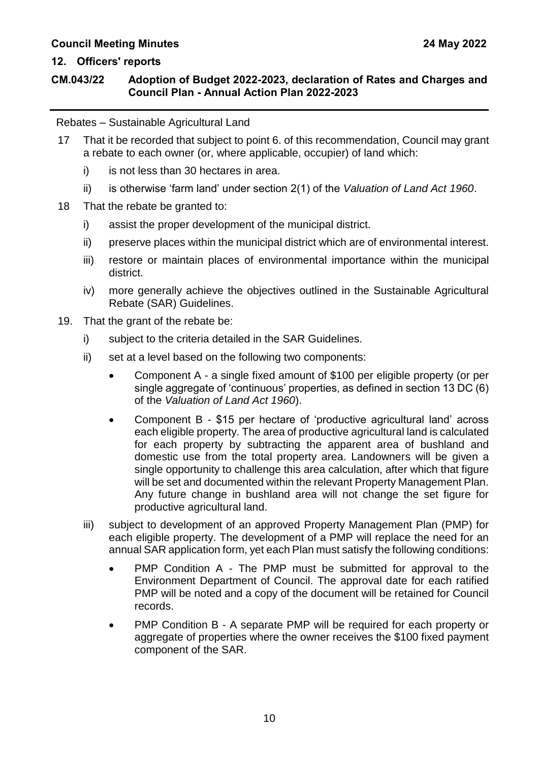## 12. Officers' reports

### CM.043/22 Adoption of Budget 2022-2023, declaration of Rates and Charges and Council Plan - Annual Action Plan 2022-2023

Rebates – Sustainable Agricultural Land

17 That it be recorded that subject to point 6. of this recommendation, Council may grant a rebate to each owner (or, where applicable, occupier) of land which:

- i) is not less than 30 hectares in area.
- ii) is otherwise 'farm land' under section 2(1) of the *Valuation of Land Act 1960*.

18 That the rebate be granted to:

- i) assist the proper development of the municipal district.
- ii) preserve places within the municipal district which are of environmental interest.
- iii) restore or maintain places of environmental importance within the municipal district.
- iv) more generally achieve the objectives outlined in the Sustainable Agricultural Rebate (SAR) Guidelines.

19. That the grant of the rebate be:

- i) subject to the criteria detailed in the SAR Guidelines.
- ii) set at a level based on the following two components:
  - Component A - a single fixed amount of $100 per eligible property (or per single aggregate of 'continuous' properties, as defined in section 13 DC (6) of the *Valuation of Land Act 1960*).
  - Component B - $15 per hectare of 'productive agricultural land' across each eligible property. The area of productive agricultural land is calculated for each property by subtracting the apparent area of bushland and domestic use from the total property area. Landowners will be given a single opportunity to challenge this area calculation, after which that figure will be set and documented within the relevant Property Management Plan. Any future change in bushland area will not change the set figure for productive agricultural land.
- iii) subject to development of an approved Property Management Plan (PMP) for each eligible property. The development of a PMP will replace the need for an annual SAR application form, yet each Plan must satisfy the following conditions:
  - PMP Condition A - The PMP must be submitted for approval to the Environment Department of Council. The approval date for each ratified PMP will be noted and a copy of the document will be retained for Council records.
  - PMP Condition B - A separate PMP will be required for each property or aggregate of properties where the owner receives the $100 fixed payment component of the SAR.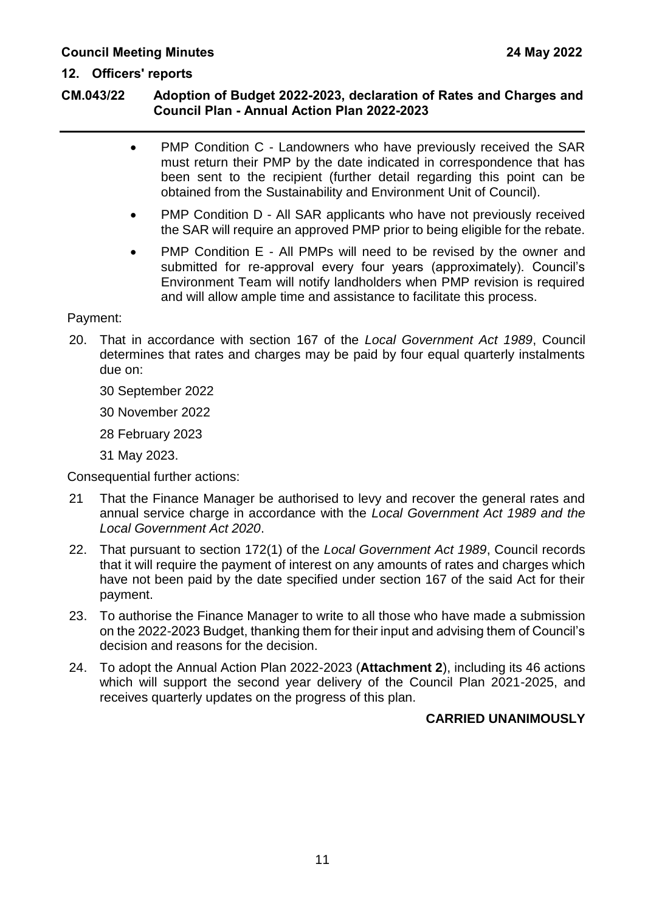- PMP Condition C - Landowners who have previously received the SAR must return their PMP by the date indicated in correspondence that has been sent to the recipient (further detail regarding this point can be obtained from the Sustainability and Environment Unit of Council).
- PMP Condition D - All SAR applicants who have not previously received the SAR will require an approved PMP prior to being eligible for the rebate.
- PMP Condition E - All PMPs will need to be revised by the owner and submitted for re-approval every four years (approximately). Council's Environment Team will notify landholders when PMP revision is required and will allow ample time and assistance to facilitate this process.

Payment:

20. That in accordance with section 167 of the *Local Government Act 1989*, Council determines that rates and charges may be paid by four equal quarterly instalments due on:

    30 September 2022

    30 November 2022

    28 February 2023

    31 May 2023.

Consequential further actions:

21 That the Finance Manager be authorised to levy and recover the general rates and annual service charge in accordance with the *Local Government Act 1989 and the Local Government Act 2020*.

22. That pursuant to section 172(1) of the *Local Government Act 1989*, Council records that it will require the payment of interest on any amounts of rates and charges which have not been paid by the date specified under section 167 of the said Act for their payment.

23. To authorise the Finance Manager to write to all those who have made a submission on the 2022-2023 Budget, thanking them for their input and advising them of Council's decision and reasons for the decision.

24. To adopt the Annual Action Plan 2022-2023 (**Attachment 2**), including its 46 actions which will support the second year delivery of the Council Plan 2021-2025, and receives quarterly updates on the progress of this plan.

**CARRIED UNANIMOUSLY**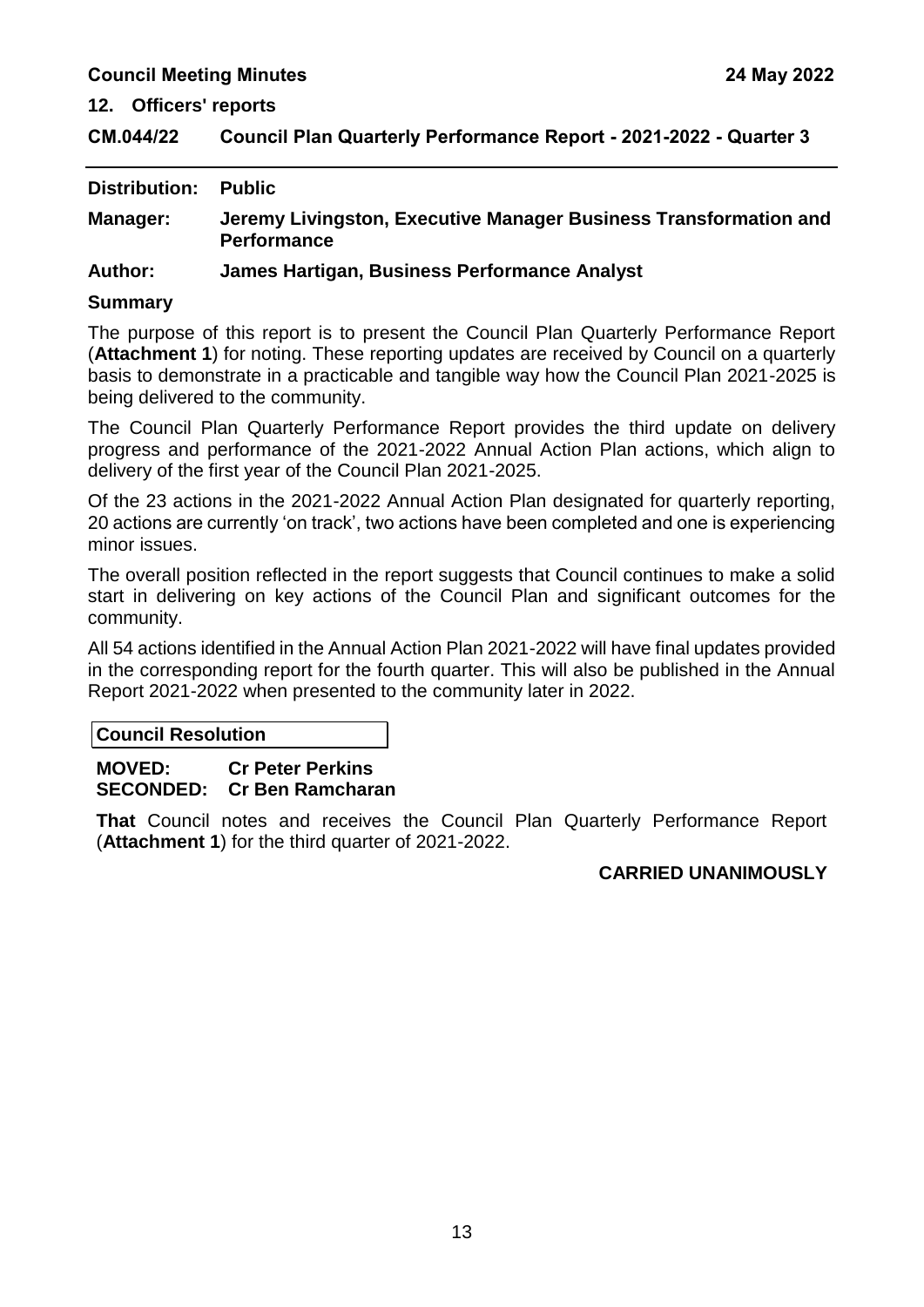## 12. Officers' reports

### CM.044/22 Council Plan Quarterly Performance Report - 2021-2022 - Quarter 3

---

**Distribution:** Public

**Manager:** Jeremy Livingston, Executive Manager Business Transformation and Performance

**Author:** James Hartigan, Business Performance Analyst

**Summary**

The purpose of this report is to present the Council Plan Quarterly Performance Report (**Attachment 1**) for noting. These reporting updates are received by Council on a quarterly basis to demonstrate in a practicable and tangible way how the Council Plan 2021-2025 is being delivered to the community.

The Council Plan Quarterly Performance Report provides the third update on delivery progress and performance of the 2021-2022 Annual Action Plan actions, which align to delivery of the first year of the Council Plan 2021-2025.

Of the 23 actions in the 2021-2022 Annual Action Plan designated for quarterly reporting, 20 actions are currently 'on track', two actions have been completed and one is experiencing minor issues.

The overall position reflected in the report suggests that Council continues to make a solid start in delivering on key actions of the Council Plan and significant outcomes for the community.

All 54 actions identified in the Annual Action Plan 2021-2022 will have final updates provided in the corresponding report for the fourth quarter. This will also be published in the Annual Report 2021-2022 when presented to the community later in 2022.

**Council Resolution**

**MOVED:** Cr Peter Perkins
**SECONDED:** Cr Ben Ramcharan

**That** Council notes and receives the Council Plan Quarterly Performance Report (**Attachment 1**) for the third quarter of 2021-2022.

**CARRIED UNANIMOUSLY**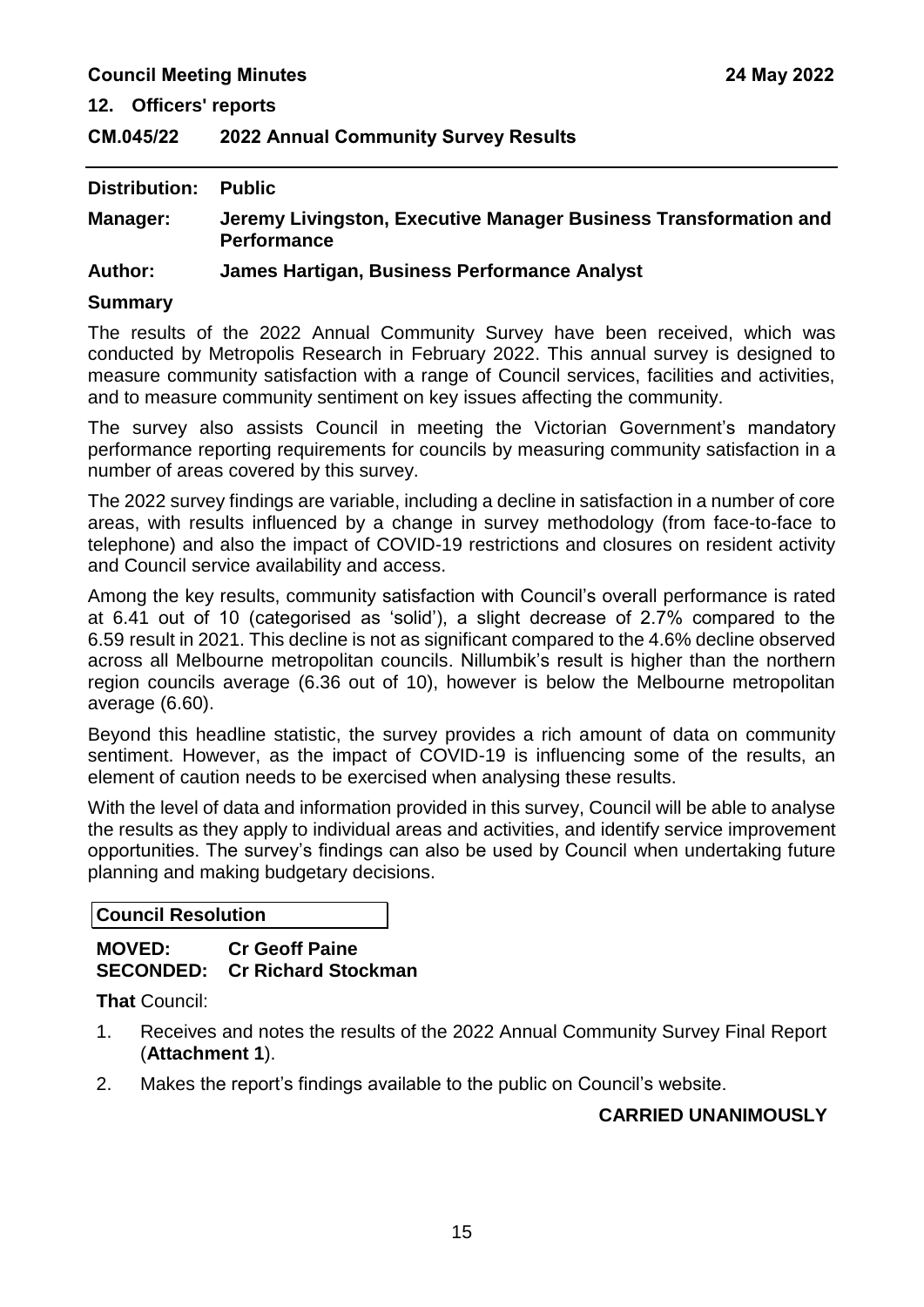## 12. Officers' reports

## CM.045/22 2022 Annual Community Survey Results

**Distribution:** Public

**Manager:** Jeremy Livingston, Executive Manager Business Transformation and Performance

**Author:** James Hartigan, Business Performance Analyst

### Summary

The results of the 2022 Annual Community Survey have been received, which was conducted by Metropolis Research in February 2022. This annual survey is designed to measure community satisfaction with a range of Council services, facilities and activities, and to measure community sentiment on key issues affecting the community.

The survey also assists Council in meeting the Victorian Government's mandatory performance reporting requirements for councils by measuring community satisfaction in a number of areas covered by this survey.

The 2022 survey findings are variable, including a decline in satisfaction in a number of core areas, with results influenced by a change in survey methodology (from face-to-face to telephone) and also the impact of COVID-19 restrictions and closures on resident activity and Council service availability and access.

Among the key results, community satisfaction with Council's overall performance is rated at 6.41 out of 10 (categorised as 'solid'), a slight decrease of 2.7% compared to the 6.59 result in 2021. This decline is not as significant compared to the 4.6% decline observed across all Melbourne metropolitan councils. Nillumbik's result is higher than the northern region councils average (6.36 out of 10), however is below the Melbourne metropolitan average (6.60).

Beyond this headline statistic, the survey provides a rich amount of data on community sentiment. However, as the impact of COVID-19 is influencing some of the results, an element of caution needs to be exercised when analysing these results.

With the level of data and information provided in this survey, Council will be able to analyse the results as they apply to individual areas and activities, and identify service improvement opportunities. The survey's findings can also be used by Council when undertaking future planning and making budgetary decisions.

**Council Resolution**

**MOVED:** Cr Geoff Paine
**SECONDED:** Cr Richard Stockman

**That** Council:

1. Receives and notes the results of the 2022 Annual Community Survey Final Report (**Attachment 1**).
2. Makes the report's findings available to the public on Council's website.

**CARRIED UNANIMOUSLY**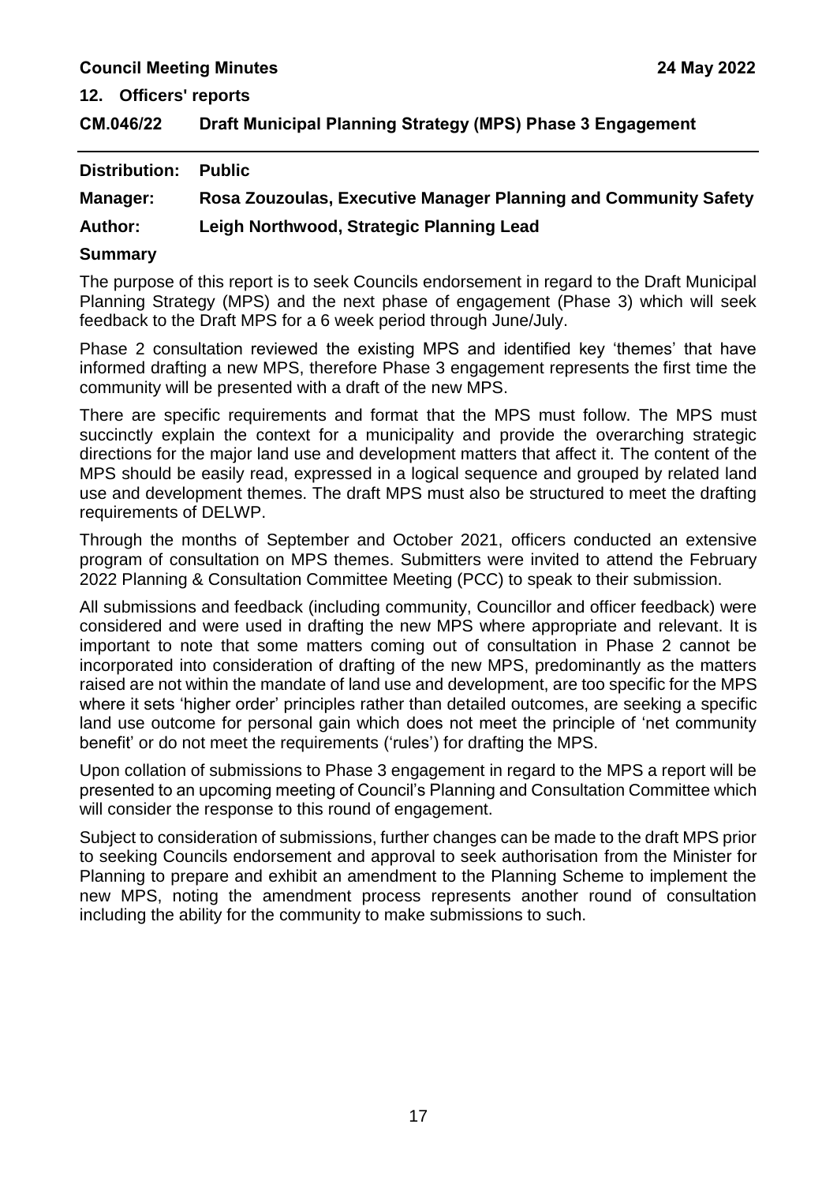## 12. Officers' reports

### CM.046/22 Draft Municipal Planning Strategy (MPS) Phase 3 Engagement

---

**Distribution:** **Public**

**Manager:** **Rosa Zouzoulas, Executive Manager Planning and Community Safety**

**Author:** **Leigh Northwood, Strategic Planning Lead**

### Summary

The purpose of this report is to seek Councils endorsement in regard to the Draft Municipal Planning Strategy (MPS) and the next phase of engagement (Phase 3) which will seek feedback to the Draft MPS for a 6 week period through June/July.

Phase 2 consultation reviewed the existing MPS and identified key 'themes' that have informed drafting a new MPS, therefore Phase 3 engagement represents the first time the community will be presented with a draft of the new MPS.

There are specific requirements and format that the MPS must follow. The MPS must succinctly explain the context for a municipality and provide the overarching strategic directions for the major land use and development matters that affect it. The content of the MPS should be easily read, expressed in a logical sequence and grouped by related land use and development themes. The draft MPS must also be structured to meet the drafting requirements of DELWP.

Through the months of September and October 2021, officers conducted an extensive program of consultation on MPS themes. Submitters were invited to attend the February 2022 Planning & Consultation Committee Meeting (PCC) to speak to their submission.

All submissions and feedback (including community, Councillor and officer feedback) were considered and were used in drafting the new MPS where appropriate and relevant. It is important to note that some matters coming out of consultation in Phase 2 cannot be incorporated into consideration of drafting of the new MPS, predominantly as the matters raised are not within the mandate of land use and development, are too specific for the MPS where it sets 'higher order' principles rather than detailed outcomes, are seeking a specific land use outcome for personal gain which does not meet the principle of 'net community benefit' or do not meet the requirements ('rules') for drafting the MPS.

Upon collation of submissions to Phase 3 engagement in regard to the MPS a report will be presented to an upcoming meeting of Council's Planning and Consultation Committee which will consider the response to this round of engagement.

Subject to consideration of submissions, further changes can be made to the draft MPS prior to seeking Councils endorsement and approval to seek authorisation from the Minister for Planning to prepare and exhibit an amendment to the Planning Scheme to implement the new MPS, noting the amendment process represents another round of consultation including the ability for the community to make submissions to such.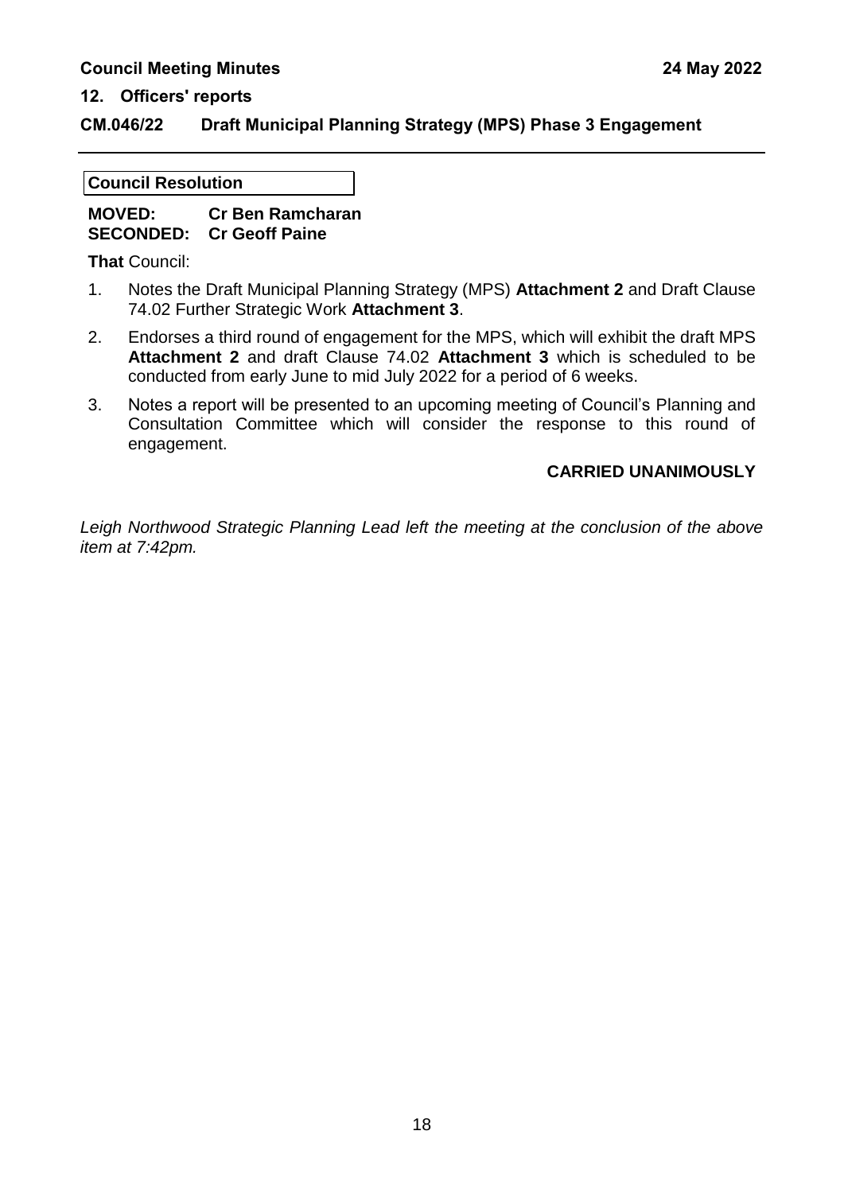## 12. Officers' reports

## CM.046/22 Draft Municipal Planning Strategy (MPS) Phase 3 Engagement

**Council Resolution**

**MOVED:** **Cr Ben Ramcharan**
**SECONDED:** **Cr Geoff Paine**

**That** Council:

1. Notes the Draft Municipal Planning Strategy (MPS) **Attachment 2** and Draft Clause 74.02 Further Strategic Work **Attachment 3**.
2. Endorses a third round of engagement for the MPS, which will exhibit the draft MPS **Attachment 2** and draft Clause 74.02 **Attachment 3** which is scheduled to be conducted from early June to mid July 2022 for a period of 6 weeks.
3. Notes a report will be presented to an upcoming meeting of Council's Planning and Consultation Committee which will consider the response to this round of engagement.

**CARRIED UNANIMOUSLY**

*Leigh Northwood Strategic Planning Lead left the meeting at the conclusion of the above item at 7:42pm.*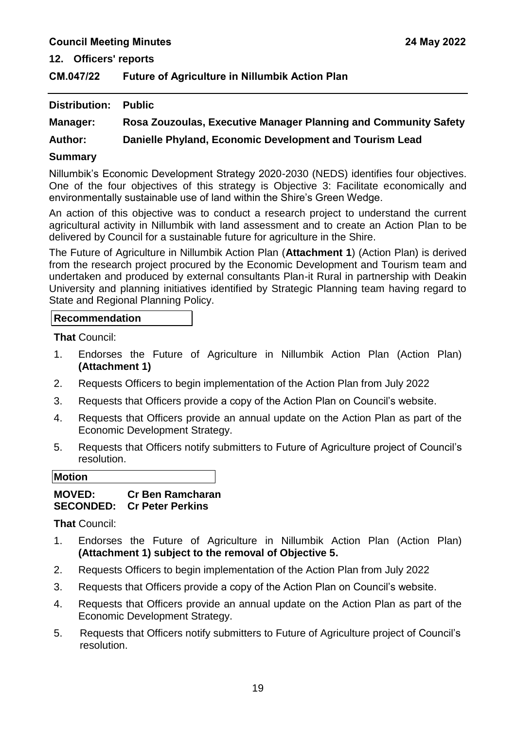## 12. Officers' reports

## CM.047/22 Future of Agriculture in Nillumbik Action Plan

**Distribution:** **Public**

**Manager:** **Rosa Zouzoulas, Executive Manager Planning and Community Safety**

**Author:** **Danielle Phyland, Economic Development and Tourism Lead**

### Summary

Nillumbik's Economic Development Strategy 2020-2030 (NEDS) identifies four objectives. One of the four objectives of this strategy is Objective 3: Facilitate economically and environmentally sustainable use of land within the Shire's Green Wedge.

An action of this objective was to conduct a research project to understand the current agricultural activity in Nillumbik with land assessment and to create an Action Plan to be delivered by Council for a sustainable future for agriculture in the Shire.

The Future of Agriculture in Nillumbik Action Plan (**Attachment 1**) (Action Plan) is derived from the research project procured by the Economic Development and Tourism team and undertaken and produced by external consultants Plan-it Rural in partnership with Deakin University and planning initiatives identified by Strategic Planning team having regard to State and Regional Planning Policy.

### Recommendation

**That** Council:

1. Endorses the Future of Agriculture in Nillumbik Action Plan (Action Plan) **(Attachment 1)**
2. Requests Officers to begin implementation of the Action Plan from July 2022
3. Requests that Officers provide a copy of the Action Plan on Council's website.
4. Requests that Officers provide an annual update on the Action Plan as part of the Economic Development Strategy.
5. Requests that Officers notify submitters to Future of Agriculture project of Council's resolution.

### Motion

**MOVED:** **Cr Ben Ramcharan**
**SECONDED:** **Cr Peter Perkins**

**That** Council:

1. Endorses the Future of Agriculture in Nillumbik Action Plan (Action Plan) **(Attachment 1) subject to the removal of Objective 5.**
2. Requests Officers to begin implementation of the Action Plan from July 2022
3. Requests that Officers provide a copy of the Action Plan on Council's website.
4. Requests that Officers provide an annual update on the Action Plan as part of the Economic Development Strategy.
5. Requests that Officers notify submitters to Future of Agriculture project of Council's resolution.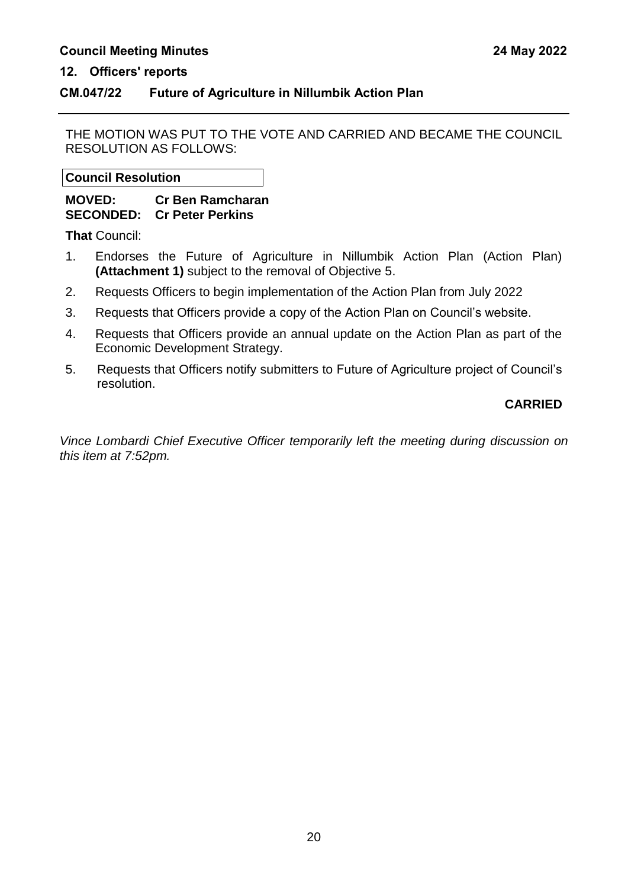## 12. Officers' reports

### CM.047/22 Future of Agriculture in Nillumbik Action Plan

---

THE MOTION WAS PUT TO THE VOTE AND CARRIED AND BECAME THE COUNCIL RESOLUTION AS FOLLOWS:

**Council Resolution**

**MOVED:** **Cr Ben Ramcharan**
**SECONDED:** **Cr Peter Perkins**

**That** Council:

1. Endorses the Future of Agriculture in Nillumbik Action Plan (Action Plan) **(Attachment 1)** subject to the removal of Objective 5.
2. Requests Officers to begin implementation of the Action Plan from July 2022
3. Requests that Officers provide a copy of the Action Plan on Council's website.
4. Requests that Officers provide an annual update on the Action Plan as part of the Economic Development Strategy.
5. Requests that Officers notify submitters to Future of Agriculture project of Council's resolution.

**CARRIED**

*Vince Lombardi Chief Executive Officer temporarily left the meeting during discussion on this item at 7:52pm.*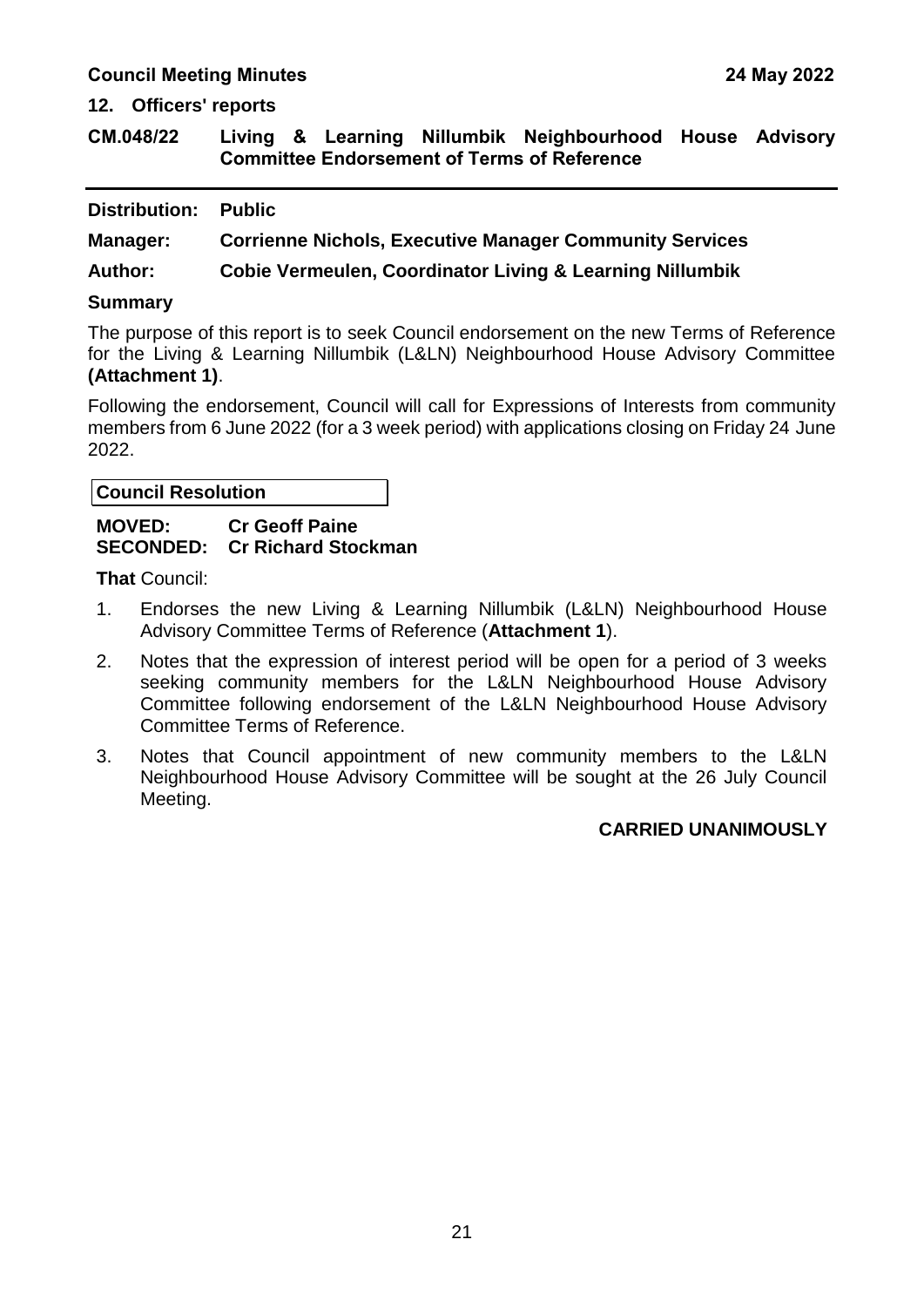## 12. Officers' reports

### CM.048/22 Living & Learning Nillumbik Neighbourhood House Advisory Committee Endorsement of Terms of Reference

**Distribution:** **Public**

**Manager:** **Corrienne Nichols, Executive Manager Community Services**

**Author:** **Cobie Vermeulen, Coordinator Living & Learning Nillumbik**

**Summary**

The purpose of this report is to seek Council endorsement on the new Terms of Reference for the Living & Learning Nillumbik (L&LN) Neighbourhood House Advisory Committee **(Attachment 1)**.

Following the endorsement, Council will call for Expressions of Interests from community members from 6 June 2022 (for a 3 week period) with applications closing on Friday 24 June 2022.

**Council Resolution**

**MOVED:** **Cr Geoff Paine**
**SECONDED:** **Cr Richard Stockman**

**That** Council:

1. Endorses the new Living & Learning Nillumbik (L&LN) Neighbourhood House Advisory Committee Terms of Reference (**Attachment 1**).
2. Notes that the expression of interest period will be open for a period of 3 weeks seeking community members for the L&LN Neighbourhood House Advisory Committee following endorsement of the L&LN Neighbourhood House Advisory Committee Terms of Reference.
3. Notes that Council appointment of new community members to the L&LN Neighbourhood House Advisory Committee will be sought at the 26 July Council Meeting.

**CARRIED UNANIMOUSLY**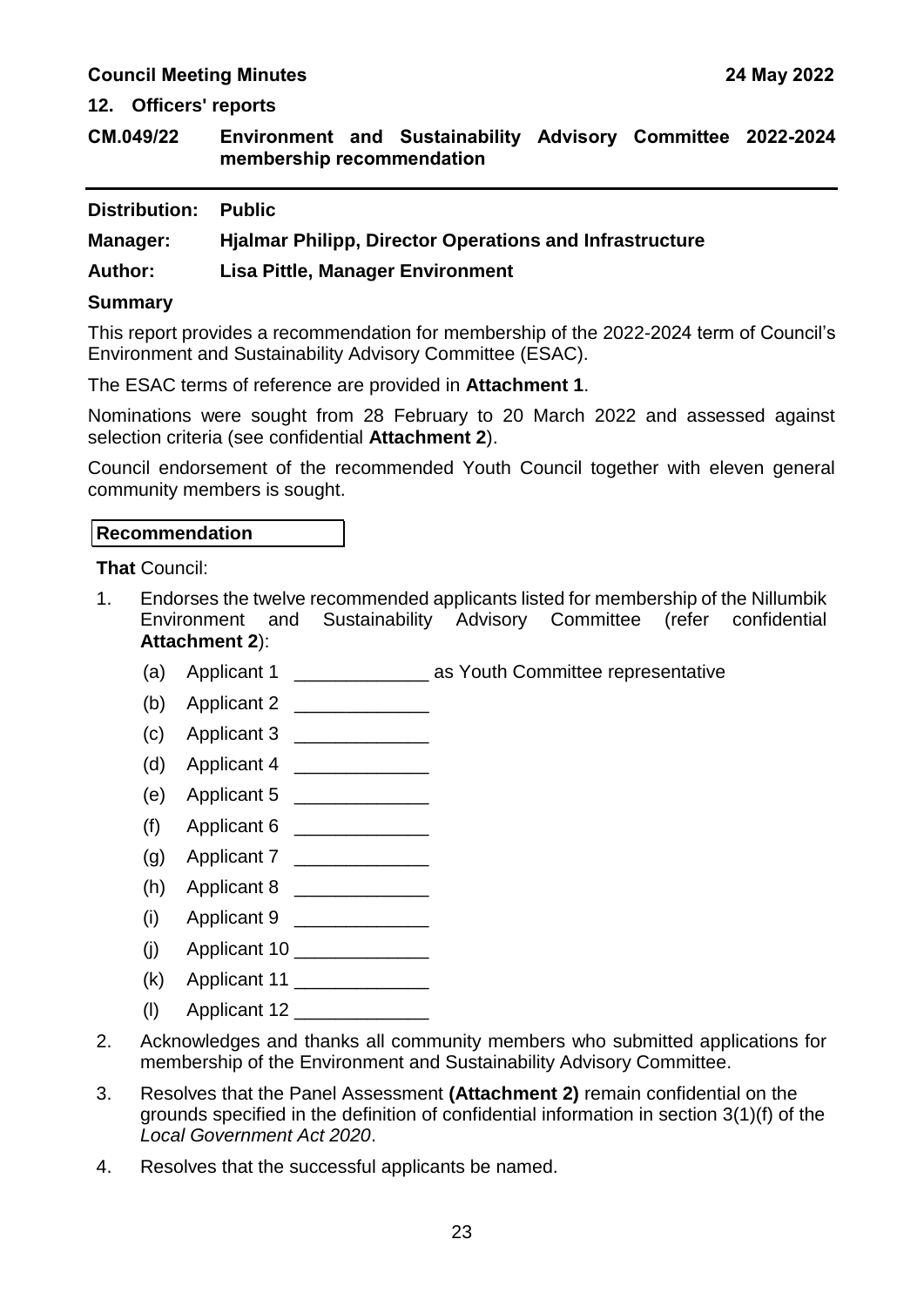## 12. Officers' reports

### CM.049/22 Environment and Sustainability Advisory Committee 2022-2024 membership recommendation

**Distribution:** **Public**

**Manager:** **Hjalmar Philipp, Director Operations and Infrastructure**

**Author:** **Lisa Pittle, Manager Environment**

**Summary**

This report provides a recommendation for membership of the 2022-2024 term of Council's Environment and Sustainability Advisory Committee (ESAC).

The ESAC terms of reference are provided in **Attachment 1**.

Nominations were sought from 28 February to 20 March 2022 and assessed against selection criteria (see confidential **Attachment 2**).

Council endorsement of the recommended Youth Council together with eleven general community members is sought.

**Recommendation**

**That** Council:

1. Endorses the twelve recommended applicants listed for membership of the Nillumbik Environment and Sustainability Advisory Committee (refer confidential **Attachment 2**):
   (a) Applicant 1 _____________ as Youth Committee representative
   (b) Applicant 2 _____________
   (c) Applicant 3 _____________
   (d) Applicant 4 _____________
   (e) Applicant 5 _____________
   (f) Applicant 6 _____________
   (g) Applicant 7 _____________
   (h) Applicant 8 _____________
   (i) Applicant 9 _____________
   (j) Applicant 10 _____________
   (k) Applicant 11 _____________
   (l) Applicant 12 _____________
2. Acknowledges and thanks all community members who submitted applications for membership of the Environment and Sustainability Advisory Committee.
3. Resolves that the Panel Assessment **(Attachment 2)** remain confidential on the grounds specified in the definition of confidential information in section 3(1)(f) of the *Local Government Act 2020*.
4. Resolves that the successful applicants be named.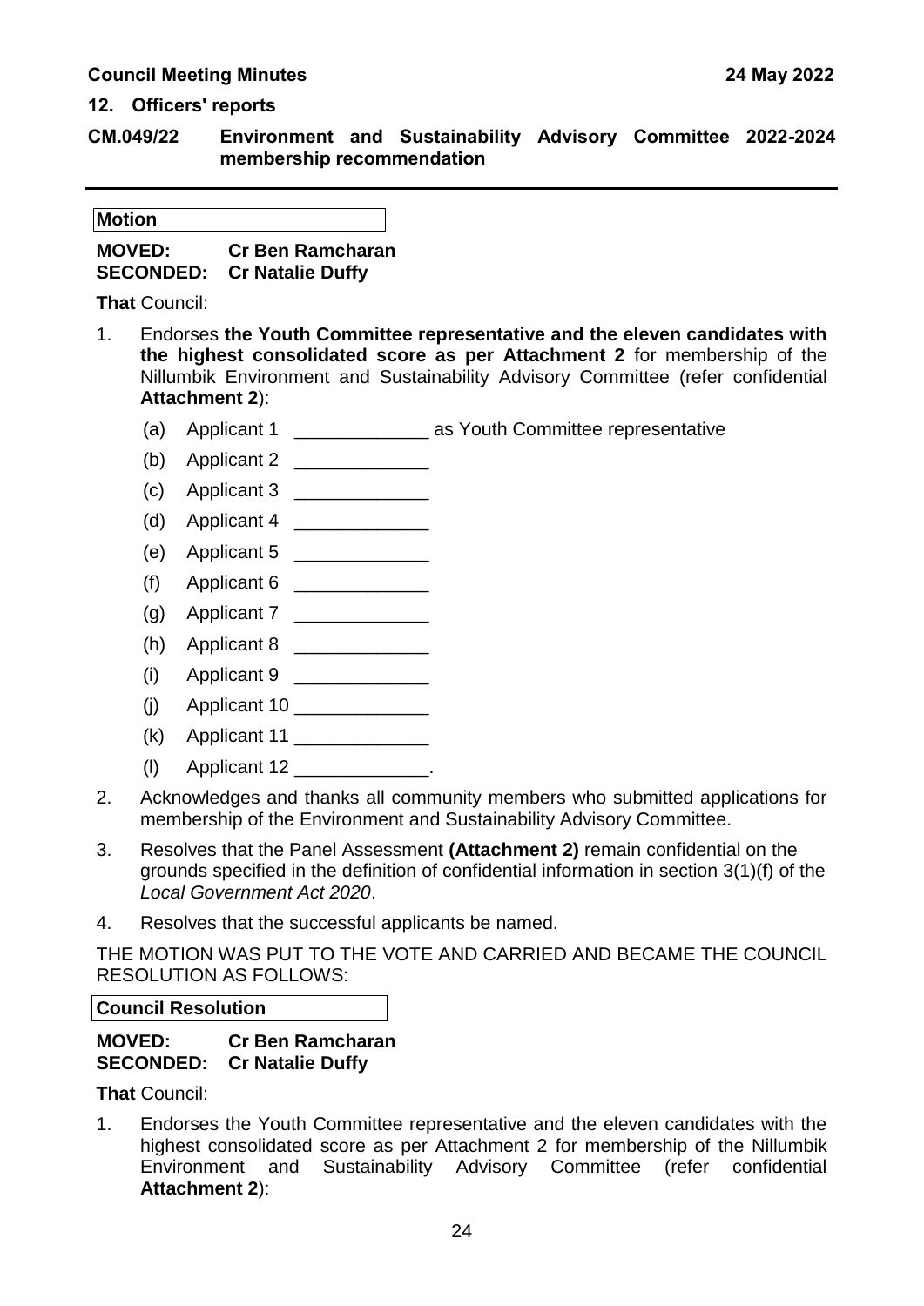## 12. Officers' reports

## CM.049/22 Environment and Sustainability Advisory Committee 2022-2024 membership recommendation

---

**Motion**

**MOVED: Cr Ben Ramcharan**
**SECONDED: Cr Natalie Duffy**

**That** Council:

1. Endorses **the Youth Committee representative and the eleven candidates with the highest consolidated score as per Attachment 2** for membership of the Nillumbik Environment and Sustainability Advisory Committee (refer confidential **Attachment 2**):
   - (a) Applicant 1 _____________ as Youth Committee representative
   - (b) Applicant 2 _____________
   - (c) Applicant 3 _____________
   - (d) Applicant 4 _____________
   - (e) Applicant 5 _____________
   - (f) Applicant 6 _____________
   - (g) Applicant 7 _____________
   - (h) Applicant 8 _____________
   - (i) Applicant 9 _____________
   - (j) Applicant 10 _____________
   - (k) Applicant 11 _____________
   - (l) Applicant 12 _____________.
2. Acknowledges and thanks all community members who submitted applications for membership of the Environment and Sustainability Advisory Committee.
3. Resolves that the Panel Assessment **(Attachment 2)** remain confidential on the grounds specified in the definition of confidential information in section 3(1)(f) of the *Local Government Act 2020*.
4. Resolves that the successful applicants be named.

THE MOTION WAS PUT TO THE VOTE AND CARRIED AND BECAME THE COUNCIL RESOLUTION AS FOLLOWS:

**Council Resolution**

**MOVED: Cr Ben Ramcharan**
**SECONDED: Cr Natalie Duffy**

**That** Council:

1. Endorses the Youth Committee representative and the eleven candidates with the highest consolidated score as per Attachment 2 for membership of the Nillumbik Environment and Sustainability Advisory Committee (refer confidential **Attachment 2**):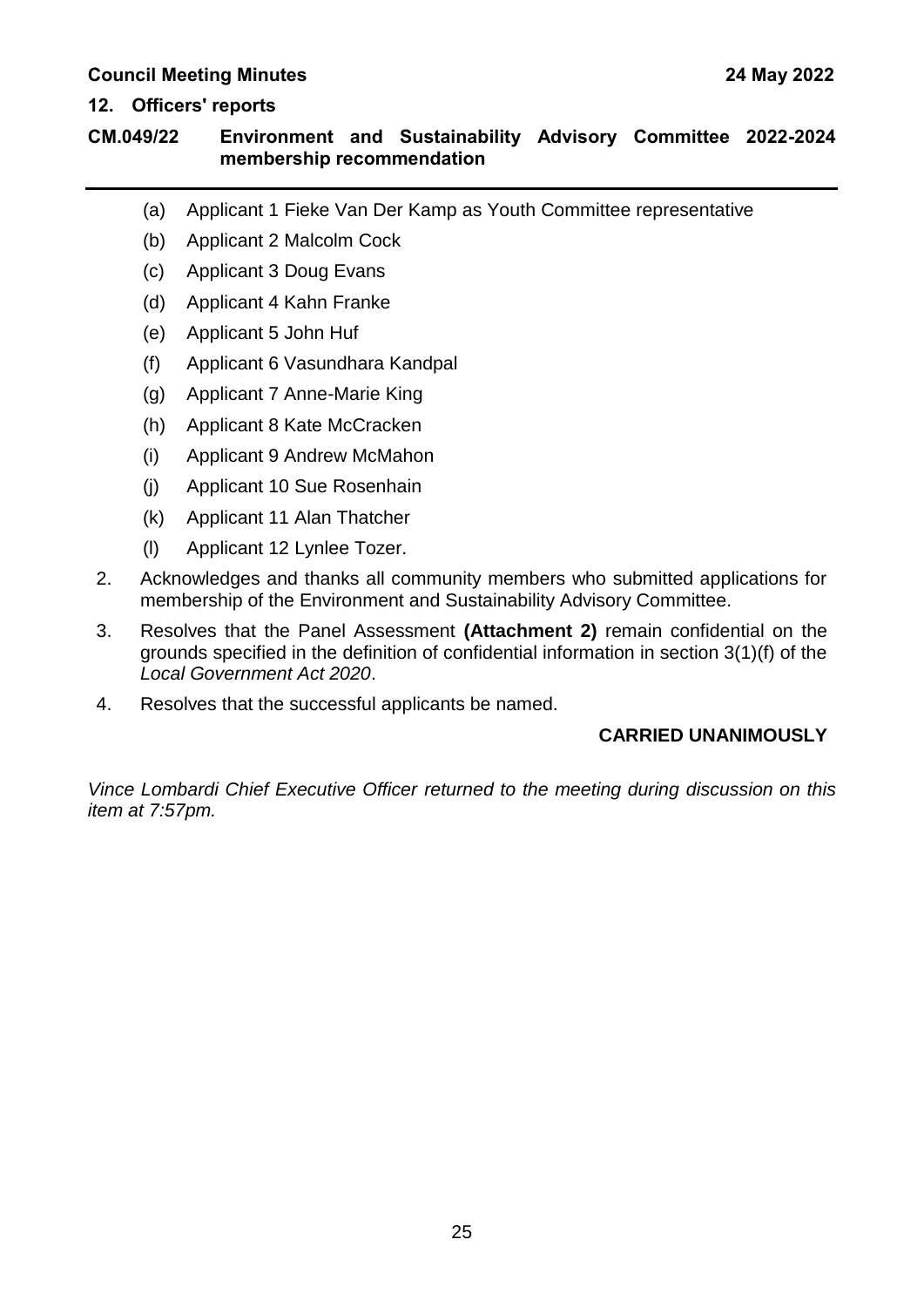## CM.049/22 Environment and Sustainability Advisory Committee 2022-2024 membership recommendation

(a) Applicant 1 Fieke Van Der Kamp as Youth Committee representative

(b) Applicant 2 Malcolm Cock

(c) Applicant 3 Doug Evans

(d) Applicant 4 Kahn Franke

(e) Applicant 5 John Huf

(f) Applicant 6 Vasundhara Kandpal

(g) Applicant 7 Anne-Marie King

(h) Applicant 8 Kate McCracken

(i) Applicant 9 Andrew McMahon

(j) Applicant 10 Sue Rosenhain

(k) Applicant 11 Alan Thatcher

(l) Applicant 12 Lynlee Tozer.

2. Acknowledges and thanks all community members who submitted applications for membership of the Environment and Sustainability Advisory Committee.

3. Resolves that the Panel Assessment **(Attachment 2)** remain confidential on the grounds specified in the definition of confidential information in section 3(1)(f) of the *Local Government Act 2020*.

4. Resolves that the successful applicants be named.

**CARRIED UNANIMOUSLY**

*Vince Lombardi Chief Executive Officer returned to the meeting during discussion on this item at 7:57pm.*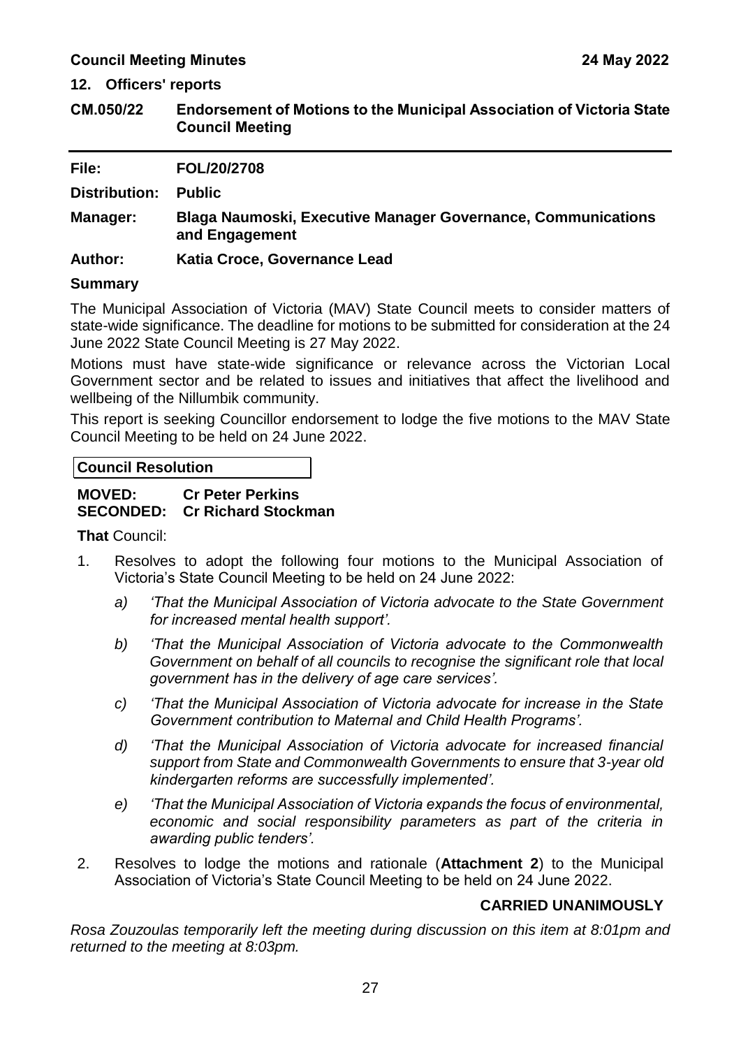## 12. Officers' reports

## CM.050/22 Endorsement of Motions to the Municipal Association of Victoria State Council Meeting

**File:** FOL/20/2708

**Distribution:** Public

**Manager:** Blaga Naumoski, Executive Manager Governance, Communications and Engagement

**Author:** Katia Croce, Governance Lead

### Summary

The Municipal Association of Victoria (MAV) State Council meets to consider matters of state-wide significance. The deadline for motions to be submitted for consideration at the 24 June 2022 State Council Meeting is 27 May 2022.

Motions must have state-wide significance or relevance across the Victorian Local Government sector and be related to issues and initiatives that affect the livelihood and wellbeing of the Nillumbik community.

This report is seeking Councillor endorsement to lodge the five motions to the MAV State Council Meeting to be held on 24 June 2022.

**Council Resolution**

**MOVED:** Cr Peter Perkins
**SECONDED:** Cr Richard Stockman

**That** Council:

1. Resolves to adopt the following four motions to the Municipal Association of Victoria's State Council Meeting to be held on 24 June 2022:
   - *a) 'That the Municipal Association of Victoria advocate to the State Government for increased mental health support'.*
   - *b) 'That the Municipal Association of Victoria advocate to the Commonwealth Government on behalf of all councils to recognise the significant role that local government has in the delivery of age care services'.*
   - *c) 'That the Municipal Association of Victoria advocate for increase in the State Government contribution to Maternal and Child Health Programs'.*
   - *d) 'That the Municipal Association of Victoria advocate for increased financial support from State and Commonwealth Governments to ensure that 3-year old kindergarten reforms are successfully implemented'.*
   - *e) 'That the Municipal Association of Victoria expands the focus of environmental, economic and social responsibility parameters as part of the criteria in awarding public tenders'.*
2. Resolves to lodge the motions and rationale (**Attachment 2**) to the Municipal Association of Victoria's State Council Meeting to be held on 24 June 2022.

**CARRIED UNANIMOUSLY**

*Rosa Zouzoulas temporarily left the meeting during discussion on this item at 8:01pm and returned to the meeting at 8:03pm.*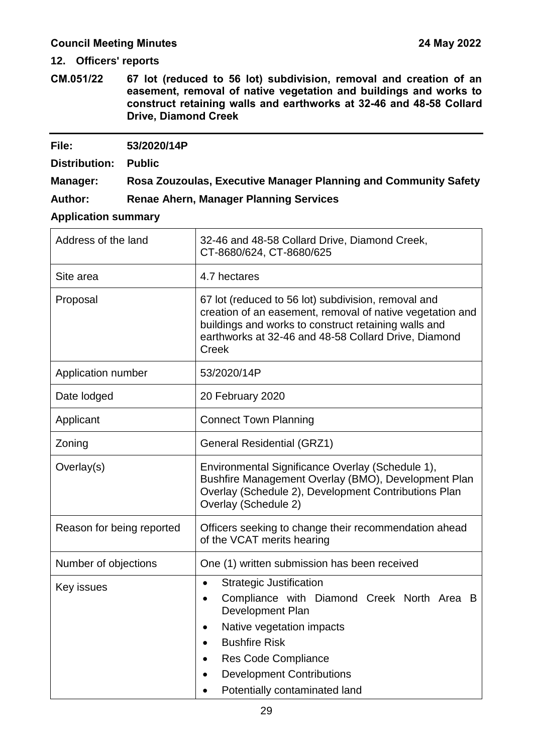## 12. Officers' reports

### CM.051/22 67 lot (reduced to 56 lot) subdivision, removal and creation of an easement, removal of native vegetation and buildings and works to construct retaining walls and earthworks at 32-46 and 48-58 Collard Drive, Diamond Creek

**File:** 53/2020/14P

**Distribution:** Public

**Manager:** Rosa Zouzoulas, Executive Manager Planning and Community Safety

**Author:** Renae Ahern, Manager Planning Services

**Application summary**

| | |
|---|---|
| Address of the land | 32-46 and 48-58 Collard Drive, Diamond Creek, CT-8680/624, CT-8680/625 |
| Site area | 4.7 hectares |
| Proposal | 67 lot (reduced to 56 lot) subdivision, removal and creation of an easement, removal of native vegetation and buildings and works to construct retaining walls and earthworks at 32-46 and 48-58 Collard Drive, Diamond Creek |
| Application number | 53/2020/14P |
| Date lodged | 20 February 2020 |
| Applicant | Connect Town Planning |
| Zoning | General Residential (GRZ1) |
| Overlay(s) | Environmental Significance Overlay (Schedule 1), Bushfire Management Overlay (BMO), Development Plan Overlay (Schedule 2), Development Contributions Plan Overlay (Schedule 2) |
| Reason for being reported | Officers seeking to change their recommendation ahead of the VCAT merits hearing |
| Number of objections | One (1) written submission has been received |
| Key issues | • Strategic Justification<br>• Compliance with Diamond Creek North Area B Development Plan<br>• Native vegetation impacts<br>• Bushfire Risk<br>• Res Code Compliance<br>• Development Contributions<br>• Potentially contaminated land |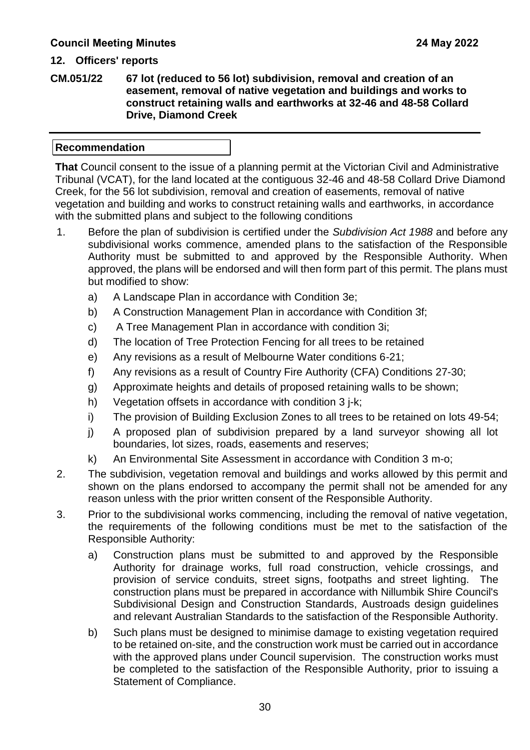## 12. Officers' reports

**CM.051/22 67 lot (reduced to 56 lot) subdivision, removal and creation of an easement, removal of native vegetation and buildings and works to construct retaining walls and earthworks at 32-46 and 48-58 Collard Drive, Diamond Creek**

---

**Recommendation**

**That** Council consent to the issue of a planning permit at the Victorian Civil and Administrative Tribunal (VCAT), for the land located at the contiguous 32-46 and 48-58 Collard Drive Diamond Creek, for the 56 lot subdivision, removal and creation of easements, removal of native vegetation and building and works to construct retaining walls and earthworks, in accordance with the submitted plans and subject to the following conditions

1. Before the plan of subdivision is certified under the *Subdivision Act 1988* and before any subdivisional works commence, amended plans to the satisfaction of the Responsible Authority must be submitted to and approved by the Responsible Authority. When approved, the plans will be endorsed and will then form part of this permit. The plans must but modified to show:
   a) A Landscape Plan in accordance with Condition 3e;
   b) A Construction Management Plan in accordance with Condition 3f;
   c) A Tree Management Plan in accordance with condition 3i;
   d) The location of Tree Protection Fencing for all trees to be retained
   e) Any revisions as a result of Melbourne Water conditions 6-21;
   f) Any revisions as a result of Country Fire Authority (CFA) Conditions 27-30;
   g) Approximate heights and details of proposed retaining walls to be shown;
   h) Vegetation offsets in accordance with condition 3 j-k;
   i) The provision of Building Exclusion Zones to all trees to be retained on lots 49-54;
   j) A proposed plan of subdivision prepared by a land surveyor showing all lot boundaries, lot sizes, roads, easements and reserves;
   k) An Environmental Site Assessment in accordance with Condition 3 m-o;
2. The subdivision, vegetation removal and buildings and works allowed by this permit and shown on the plans endorsed to accompany the permit shall not be amended for any reason unless with the prior written consent of the Responsible Authority.
3. Prior to the subdivisional works commencing, including the removal of native vegetation, the requirements of the following conditions must be met to the satisfaction of the Responsible Authority:
   a) Construction plans must be submitted to and approved by the Responsible Authority for drainage works, full road construction, vehicle crossings, and provision of service conduits, street signs, footpaths and street lighting. The construction plans must be prepared in accordance with Nillumbik Shire Council's Subdivisional Design and Construction Standards, Austroads design guidelines and relevant Australian Standards to the satisfaction of the Responsible Authority.
   b) Such plans must be designed to minimise damage to existing vegetation required to be retained on-site, and the construction work must be carried out in accordance with the approved plans under Council supervision. The construction works must be completed to the satisfaction of the Responsible Authority, prior to issuing a Statement of Compliance.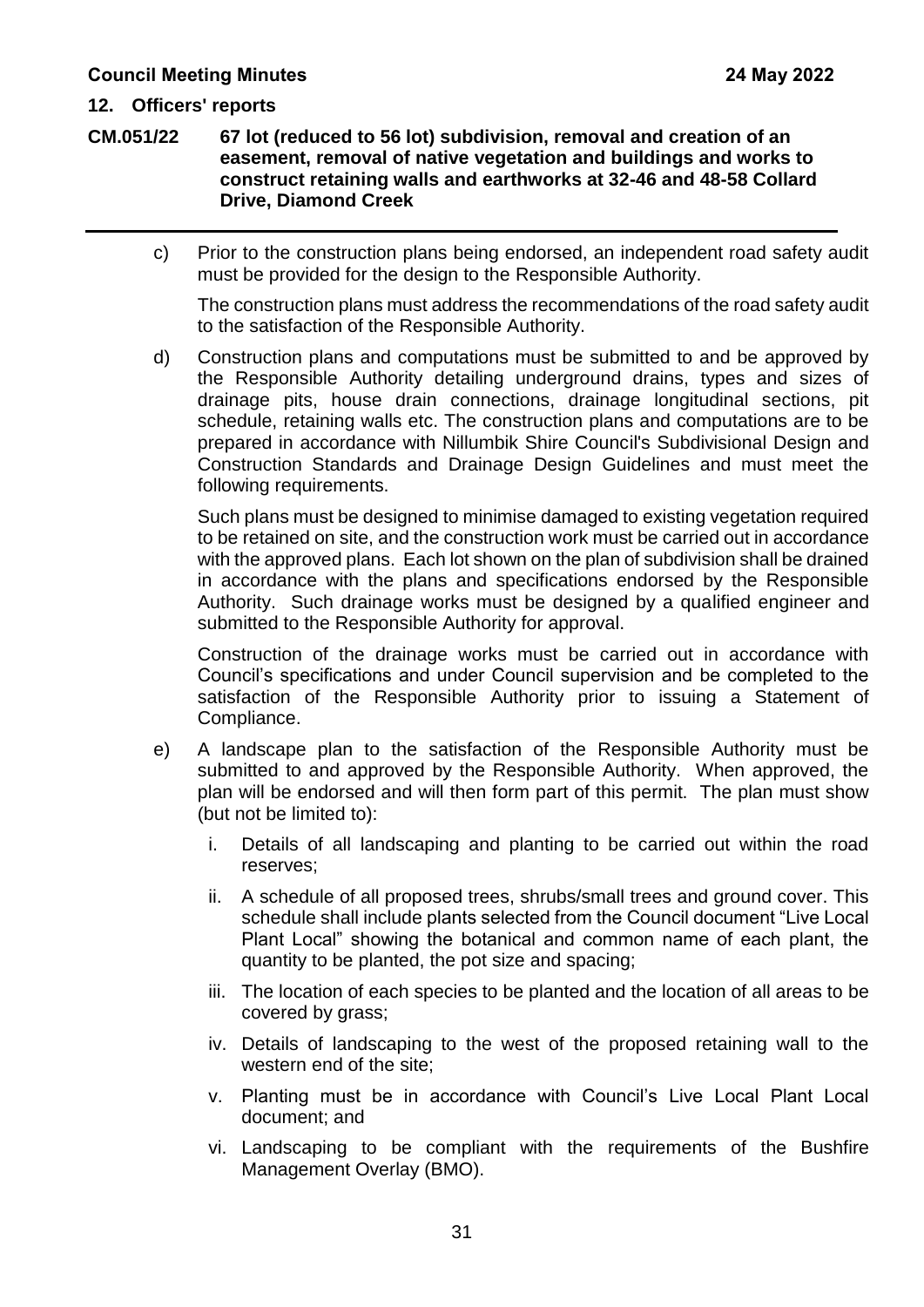c) Prior to the construction plans being endorsed, an independent road safety audit must be provided for the design to the Responsible Authority.

   The construction plans must address the recommendations of the road safety audit to the satisfaction of the Responsible Authority.

d) Construction plans and computations must be submitted to and be approved by the Responsible Authority detailing underground drains, types and sizes of drainage pits, house drain connections, drainage longitudinal sections, pit schedule, retaining walls etc. The construction plans and computations are to be prepared in accordance with Nillumbik Shire Council's Subdivisional Design and Construction Standards and Drainage Design Guidelines and must meet the following requirements.

   Such plans must be designed to minimise damaged to existing vegetation required to be retained on site, and the construction work must be carried out in accordance with the approved plans. Each lot shown on the plan of subdivision shall be drained in accordance with the plans and specifications endorsed by the Responsible Authority. Such drainage works must be designed by a qualified engineer and submitted to the Responsible Authority for approval.

   Construction of the drainage works must be carried out in accordance with Council's specifications and under Council supervision and be completed to the satisfaction of the Responsible Authority prior to issuing a Statement of Compliance.

e) A landscape plan to the satisfaction of the Responsible Authority must be submitted to and approved by the Responsible Authority. When approved, the plan will be endorsed and will then form part of this permit. The plan must show (but not be limited to):

   i. Details of all landscaping and planting to be carried out within the road reserves;

   ii. A schedule of all proposed trees, shrubs/small trees and ground cover. This schedule shall include plants selected from the Council document "Live Local Plant Local" showing the botanical and common name of each plant, the quantity to be planted, the pot size and spacing;

   iii. The location of each species to be planted and the location of all areas to be covered by grass;

   iv. Details of landscaping to the west of the proposed retaining wall to the western end of the site;

   v. Planting must be in accordance with Council's Live Local Plant Local document; and

   vi. Landscaping to be compliant with the requirements of the Bushfire Management Overlay (BMO).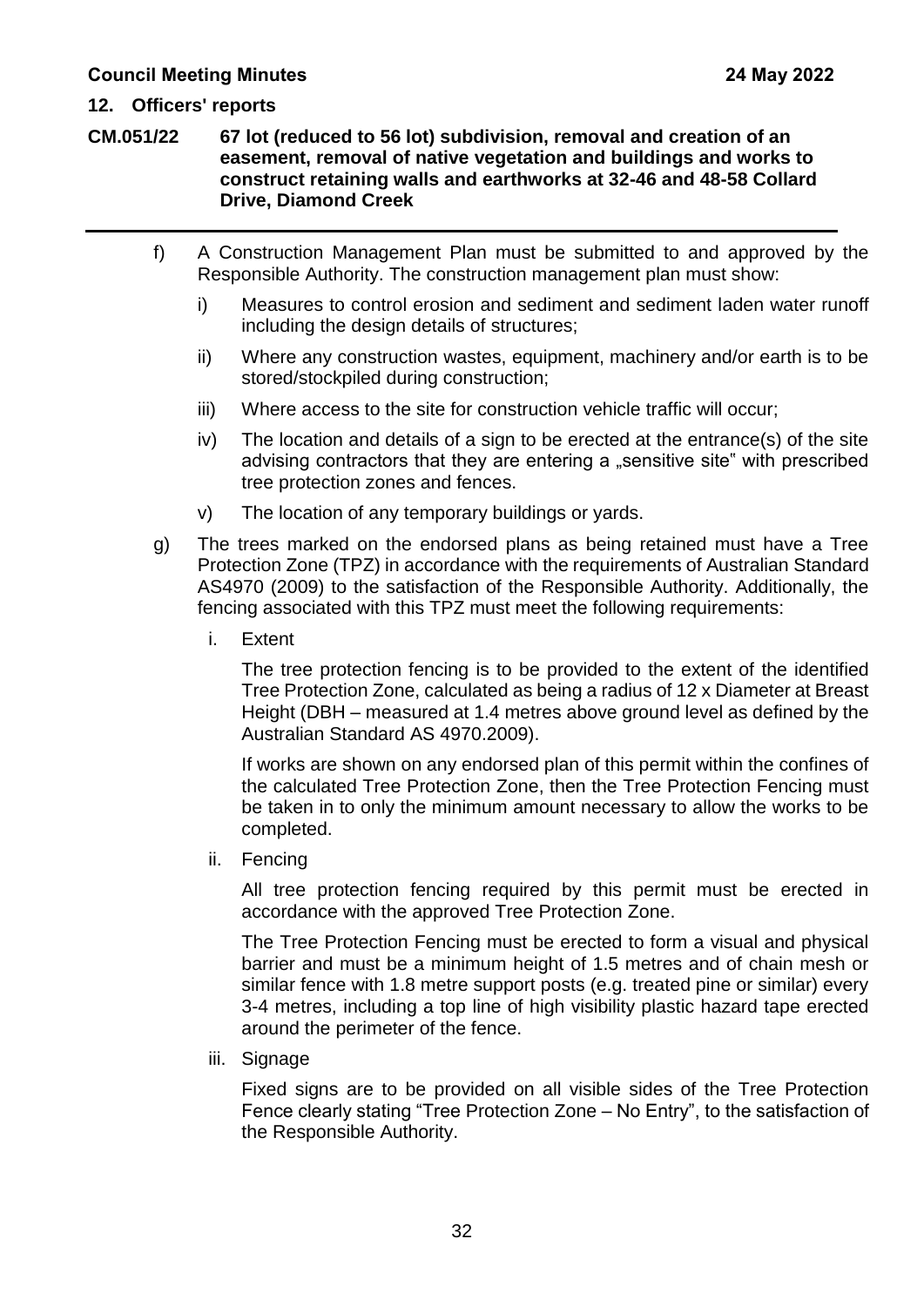f) A Construction Management Plan must be submitted to and approved by the Responsible Authority. The construction management plan must show:

   i) Measures to control erosion and sediment and sediment laden water runoff including the design details of structures;

   ii) Where any construction wastes, equipment, machinery and/or earth is to be stored/stockpiled during construction;

   iii) Where access to the site for construction vehicle traffic will occur;

   iv) The location and details of a sign to be erected at the entrance(s) of the site advising contractors that they are entering a „sensitive site" with prescribed tree protection zones and fences.

   v) The location of any temporary buildings or yards.

g) The trees marked on the endorsed plans as being retained must have a Tree Protection Zone (TPZ) in accordance with the requirements of Australian Standard AS4970 (2009) to the satisfaction of the Responsible Authority. Additionally, the fencing associated with this TPZ must meet the following requirements:

   i. Extent

   The tree protection fencing is to be provided to the extent of the identified Tree Protection Zone, calculated as being a radius of 12 x Diameter at Breast Height (DBH – measured at 1.4 metres above ground level as defined by the Australian Standard AS 4970.2009).

   If works are shown on any endorsed plan of this permit within the confines of the calculated Tree Protection Zone, then the Tree Protection Fencing must be taken in to only the minimum amount necessary to allow the works to be completed.

   ii. Fencing

   All tree protection fencing required by this permit must be erected in accordance with the approved Tree Protection Zone.

   The Tree Protection Fencing must be erected to form a visual and physical barrier and must be a minimum height of 1.5 metres and of chain mesh or similar fence with 1.8 metre support posts (e.g. treated pine or similar) every 3-4 metres, including a top line of high visibility plastic hazard tape erected around the perimeter of the fence.

   iii. Signage

   Fixed signs are to be provided on all visible sides of the Tree Protection Fence clearly stating "Tree Protection Zone – No Entry", to the satisfaction of the Responsible Authority.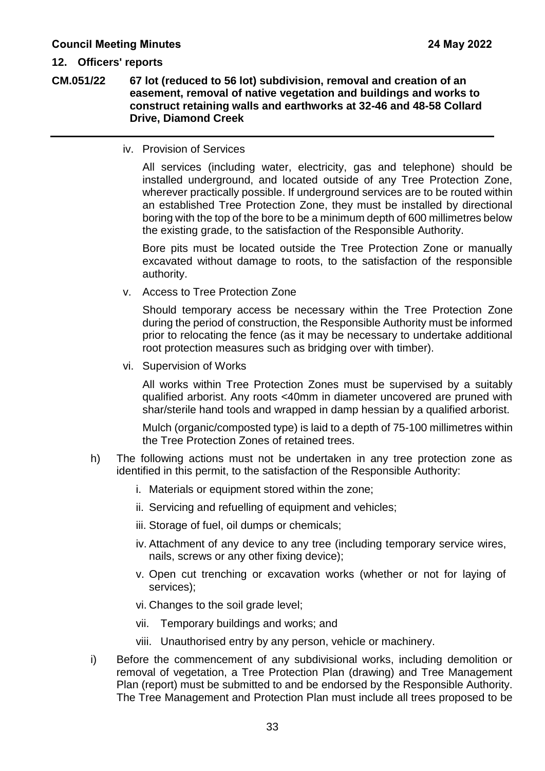iv. Provision of Services

All services (including water, electricity, gas and telephone) should be installed underground, and located outside of any Tree Protection Zone, wherever practically possible. If underground services are to be routed within an established Tree Protection Zone, they must be installed by directional boring with the top of the bore to be a minimum depth of 600 millimetres below the existing grade, to the satisfaction of the Responsible Authority.

Bore pits must be located outside the Tree Protection Zone or manually excavated without damage to roots, to the satisfaction of the responsible authority.

v. Access to Tree Protection Zone

Should temporary access be necessary within the Tree Protection Zone during the period of construction, the Responsible Authority must be informed prior to relocating the fence (as it may be necessary to undertake additional root protection measures such as bridging over with timber).

vi. Supervision of Works

All works within Tree Protection Zones must be supervised by a suitably qualified arborist. Any roots <40mm in diameter uncovered are pruned with shar/sterile hand tools and wrapped in damp hessian by a qualified arborist.

Mulch (organic/composted type) is laid to a depth of 75-100 millimetres within the Tree Protection Zones of retained trees.

h) The following actions must not be undertaken in any tree protection zone as identified in this permit, to the satisfaction of the Responsible Authority:

i. Materials or equipment stored within the zone;

ii. Servicing and refuelling of equipment and vehicles;

iii. Storage of fuel, oil dumps or chemicals;

iv. Attachment of any device to any tree (including temporary service wires, nails, screws or any other fixing device);

v. Open cut trenching or excavation works (whether or not for laying of services);

vi. Changes to the soil grade level;

vii. Temporary buildings and works; and

viii. Unauthorised entry by any person, vehicle or machinery.

i) Before the commencement of any subdivisional works, including demolition or removal of vegetation, a Tree Protection Plan (drawing) and Tree Management Plan (report) must be submitted to and be endorsed by the Responsible Authority. The Tree Management and Protection Plan must include all trees proposed to be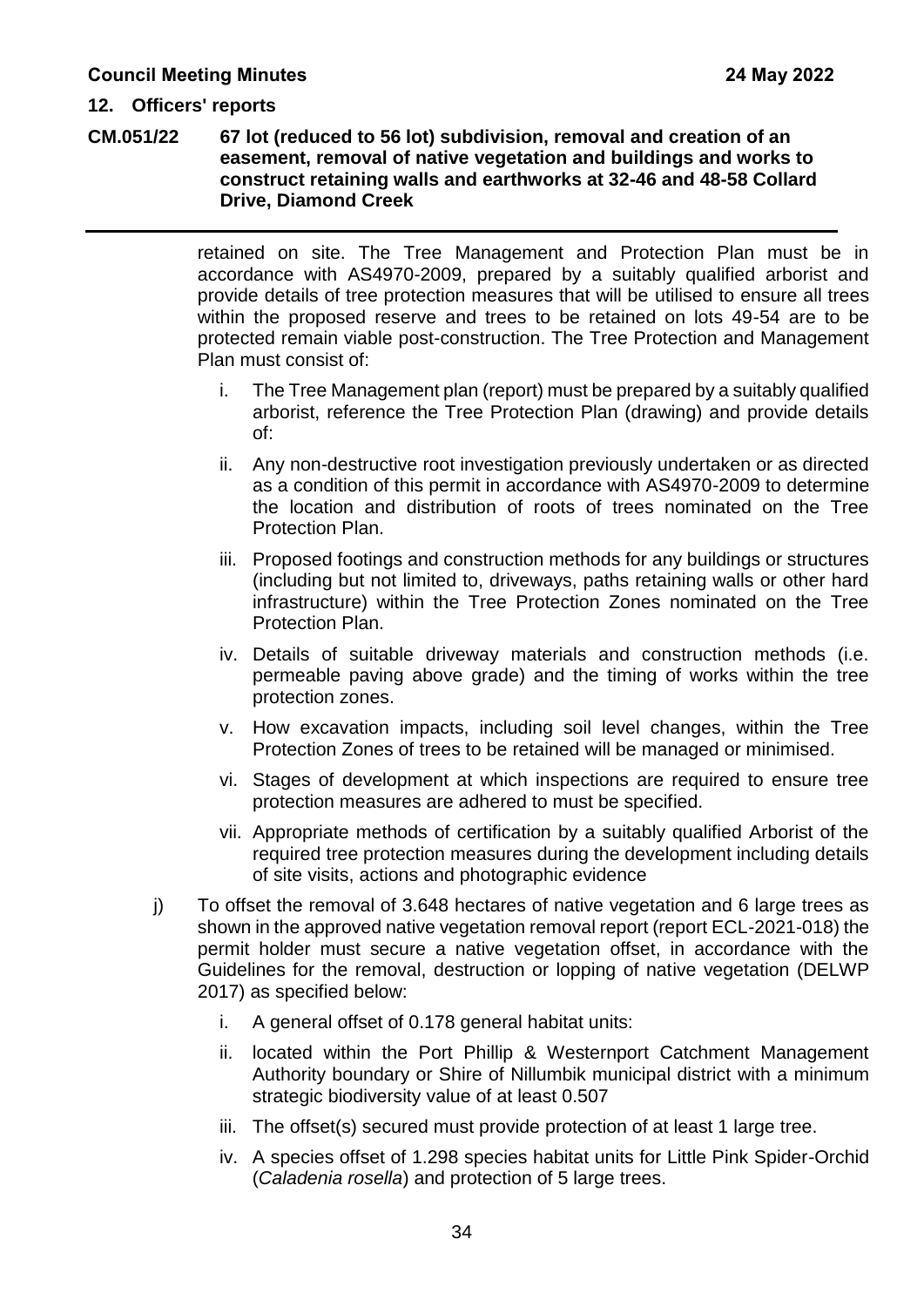retained on site. The Tree Management and Protection Plan must be in accordance with AS4970-2009, prepared by a suitably qualified arborist and provide details of tree protection measures that will be utilised to ensure all trees within the proposed reserve and trees to be retained on lots 49-54 are to be protected remain viable post-construction. The Tree Protection and Management Plan must consist of:

i. The Tree Management plan (report) must be prepared by a suitably qualified arborist, reference the Tree Protection Plan (drawing) and provide details of:

ii. Any non-destructive root investigation previously undertaken or as directed as a condition of this permit in accordance with AS4970-2009 to determine the location and distribution of roots of trees nominated on the Tree Protection Plan.

iii. Proposed footings and construction methods for any buildings or structures (including but not limited to, driveways, paths retaining walls or other hard infrastructure) within the Tree Protection Zones nominated on the Tree Protection Plan.

iv. Details of suitable driveway materials and construction methods (i.e. permeable paving above grade) and the timing of works within the tree protection zones.

v. How excavation impacts, including soil level changes, within the Tree Protection Zones of trees to be retained will be managed or minimised.

vi. Stages of development at which inspections are required to ensure tree protection measures are adhered to must be specified.

vii. Appropriate methods of certification by a suitably qualified Arborist of the required tree protection measures during the development including details of site visits, actions and photographic evidence

j) To offset the removal of 3.648 hectares of native vegetation and 6 large trees as shown in the approved native vegetation removal report (report ECL-2021-018) the permit holder must secure a native vegetation offset, in accordance with the Guidelines for the removal, destruction or lopping of native vegetation (DELWP 2017) as specified below:

i. A general offset of 0.178 general habitat units:

ii. located within the Port Phillip & Westernport Catchment Management Authority boundary or Shire of Nillumbik municipal district with a minimum strategic biodiversity value of at least 0.507

iii. The offset(s) secured must provide protection of at least 1 large tree.

iv. A species offset of 1.298 species habitat units for Little Pink Spider-Orchid (*Caladenia rosella*) and protection of 5 large trees.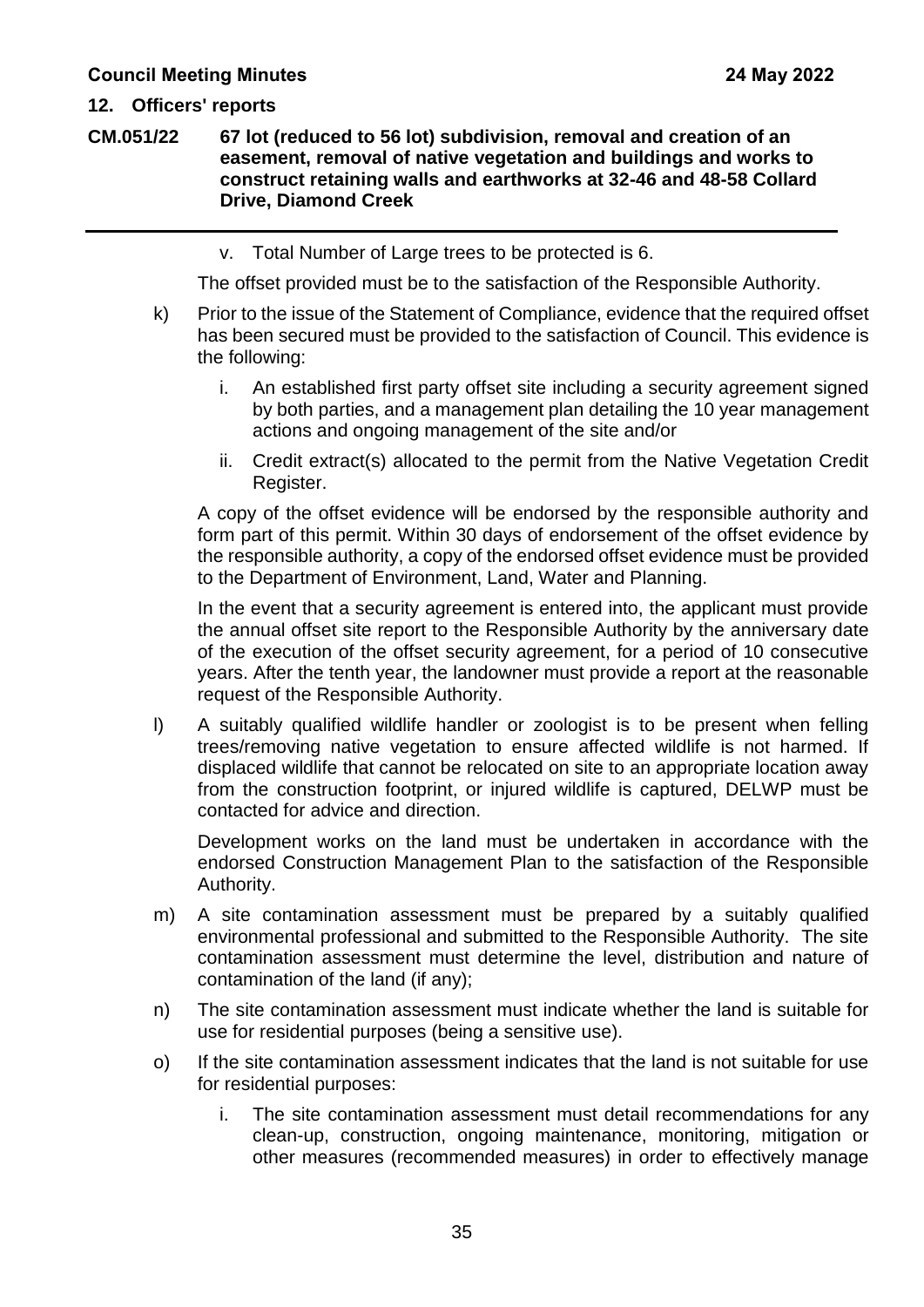v. Total Number of Large trees to be protected is 6.

The offset provided must be to the satisfaction of the Responsible Authority.

k) Prior to the issue of the Statement of Compliance, evidence that the required offset has been secured must be provided to the satisfaction of Council. This evidence is the following:

   i. An established first party offset site including a security agreement signed by both parties, and a management plan detailing the 10 year management actions and ongoing management of the site and/or

   ii. Credit extract(s) allocated to the permit from the Native Vegetation Credit Register.

   A copy of the offset evidence will be endorsed by the responsible authority and form part of this permit. Within 30 days of endorsement of the offset evidence by the responsible authority, a copy of the endorsed offset evidence must be provided to the Department of Environment, Land, Water and Planning.

   In the event that a security agreement is entered into, the applicant must provide the annual offset site report to the Responsible Authority by the anniversary date of the execution of the offset security agreement, for a period of 10 consecutive years. After the tenth year, the landowner must provide a report at the reasonable request of the Responsible Authority.

l) A suitably qualified wildlife handler or zoologist is to be present when felling trees/removing native vegetation to ensure affected wildlife is not harmed. If displaced wildlife that cannot be relocated on site to an appropriate location away from the construction footprint, or injured wildlife is captured, DELWP must be contacted for advice and direction.

   Development works on the land must be undertaken in accordance with the endorsed Construction Management Plan to the satisfaction of the Responsible Authority.

m) A site contamination assessment must be prepared by a suitably qualified environmental professional and submitted to the Responsible Authority. The site contamination assessment must determine the level, distribution and nature of contamination of the land (if any);

n) The site contamination assessment must indicate whether the land is suitable for use for residential purposes (being a sensitive use).

o) If the site contamination assessment indicates that the land is not suitable for use for residential purposes:

   i. The site contamination assessment must detail recommendations for any clean-up, construction, ongoing maintenance, monitoring, mitigation or other measures (recommended measures) in order to effectively manage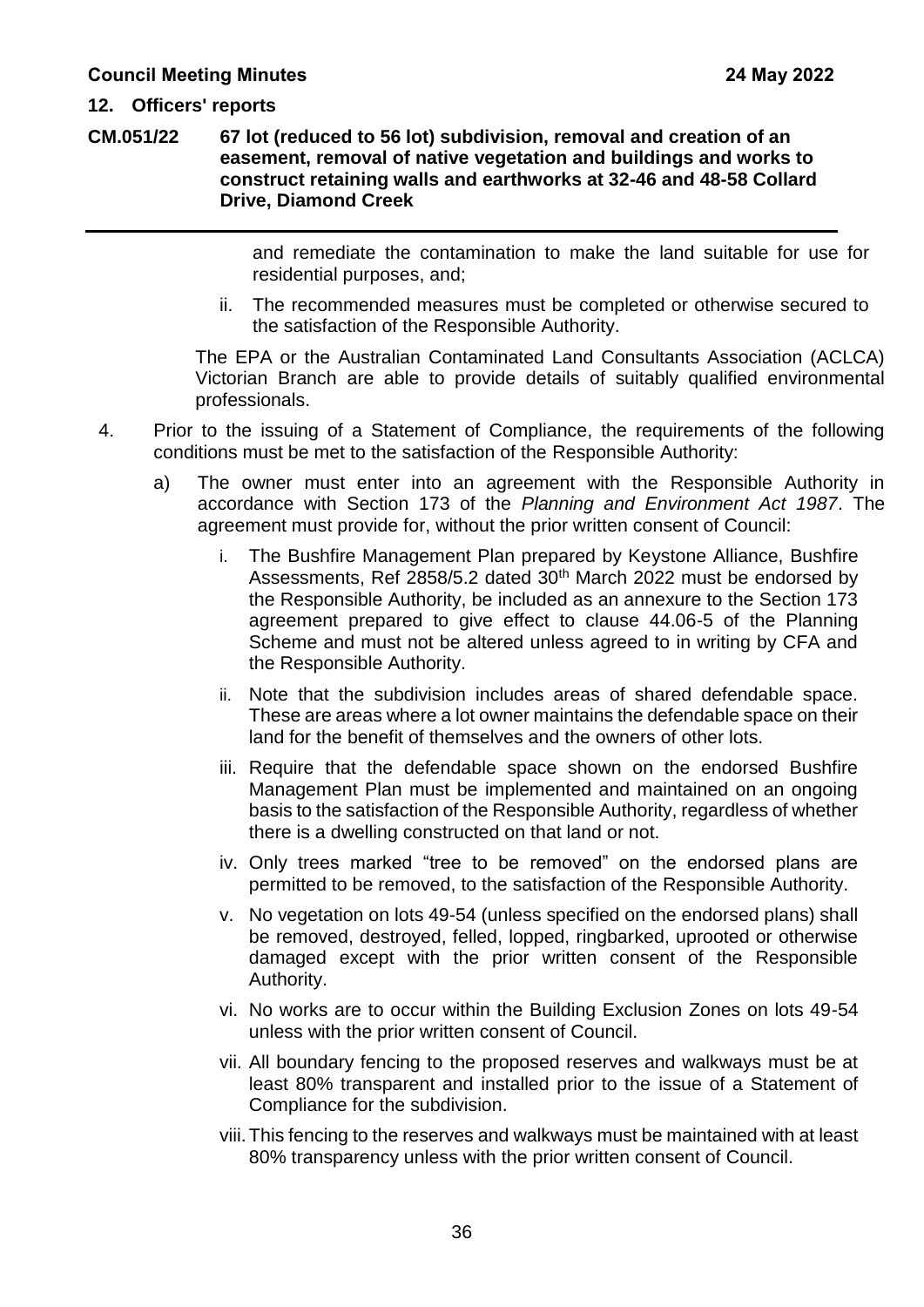and remediate the contamination to make the land suitable for use for residential purposes, and;

ii. The recommended measures must be completed or otherwise secured to the satisfaction of the Responsible Authority.

The EPA or the Australian Contaminated Land Consultants Association (ACLCA) Victorian Branch are able to provide details of suitably qualified environmental professionals.

4. Prior to the issuing of a Statement of Compliance, the requirements of the following conditions must be met to the satisfaction of the Responsible Authority:

   a) The owner must enter into an agreement with the Responsible Authority in accordance with Section 173 of the *Planning and Environment Act 1987*. The agreement must provide for, without the prior written consent of Council:

      i. The Bushfire Management Plan prepared by Keystone Alliance, Bushfire Assessments, Ref 2858/5.2 dated 30th March 2022 must be endorsed by the Responsible Authority, be included as an annexure to the Section 173 agreement prepared to give effect to clause 44.06-5 of the Planning Scheme and must not be altered unless agreed to in writing by CFA and the Responsible Authority.

      ii. Note that the subdivision includes areas of shared defendable space. These are areas where a lot owner maintains the defendable space on their land for the benefit of themselves and the owners of other lots.

      iii. Require that the defendable space shown on the endorsed Bushfire Management Plan must be implemented and maintained on an ongoing basis to the satisfaction of the Responsible Authority, regardless of whether there is a dwelling constructed on that land or not.

      iv. Only trees marked "tree to be removed" on the endorsed plans are permitted to be removed, to the satisfaction of the Responsible Authority.

      v. No vegetation on lots 49-54 (unless specified on the endorsed plans) shall be removed, destroyed, felled, lopped, ringbarked, uprooted or otherwise damaged except with the prior written consent of the Responsible Authority.

      vi. No works are to occur within the Building Exclusion Zones on lots 49-54 unless with the prior written consent of Council.

      vii. All boundary fencing to the proposed reserves and walkways must be at least 80% transparent and installed prior to the issue of a Statement of Compliance for the subdivision.

      viii. This fencing to the reserves and walkways must be maintained with at least 80% transparency unless with the prior written consent of Council.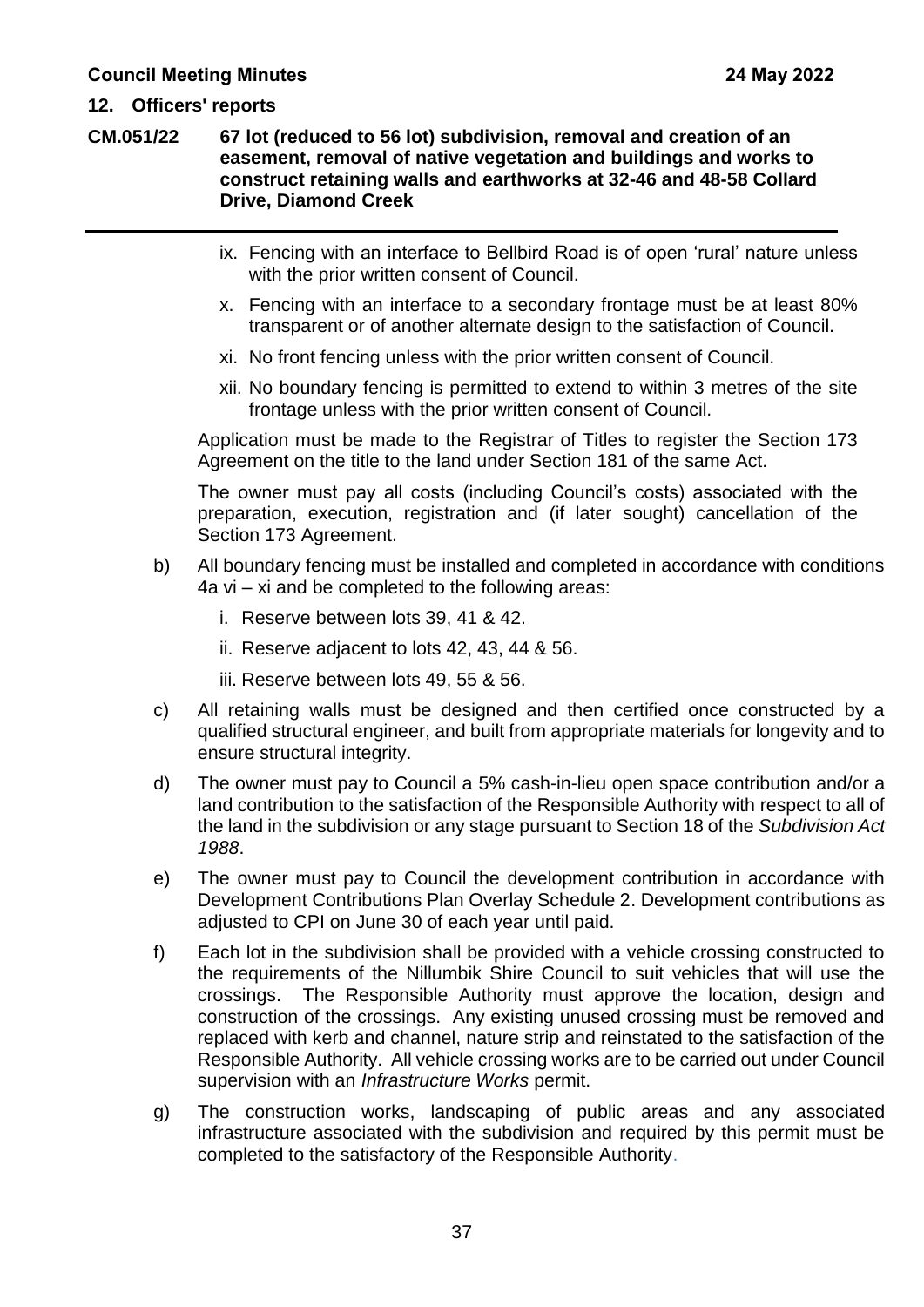ix. Fencing with an interface to Bellbird Road is of open 'rural' nature unless with the prior written consent of Council.

x. Fencing with an interface to a secondary frontage must be at least 80% transparent or of another alternate design to the satisfaction of Council.

xi. No front fencing unless with the prior written consent of Council.

xii. No boundary fencing is permitted to extend to within 3 metres of the site frontage unless with the prior written consent of Council.

Application must be made to the Registrar of Titles to register the Section 173 Agreement on the title to the land under Section 181 of the same Act.

The owner must pay all costs (including Council's costs) associated with the preparation, execution, registration and (if later sought) cancellation of the Section 173 Agreement.

b) All boundary fencing must be installed and completed in accordance with conditions 4a vi – xi and be completed to the following areas:

   i. Reserve between lots 39, 41 & 42.

   ii. Reserve adjacent to lots 42, 43, 44 & 56.

   iii. Reserve between lots 49, 55 & 56.

c) All retaining walls must be designed and then certified once constructed by a qualified structural engineer, and built from appropriate materials for longevity and to ensure structural integrity.

d) The owner must pay to Council a 5% cash-in-lieu open space contribution and/or a land contribution to the satisfaction of the Responsible Authority with respect to all of the land in the subdivision or any stage pursuant to Section 18 of the *Subdivision Act 1988*.

e) The owner must pay to Council the development contribution in accordance with Development Contributions Plan Overlay Schedule 2. Development contributions as adjusted to CPI on June 30 of each year until paid.

f) Each lot in the subdivision shall be provided with a vehicle crossing constructed to the requirements of the Nillumbik Shire Council to suit vehicles that will use the crossings. The Responsible Authority must approve the location, design and construction of the crossings. Any existing unused crossing must be removed and replaced with kerb and channel, nature strip and reinstated to the satisfaction of the Responsible Authority. All vehicle crossing works are to be carried out under Council supervision with an *Infrastructure Works* permit.

g) The construction works, landscaping of public areas and any associated infrastructure associated with the subdivision and required by this permit must be completed to the satisfactory of the Responsible Authority.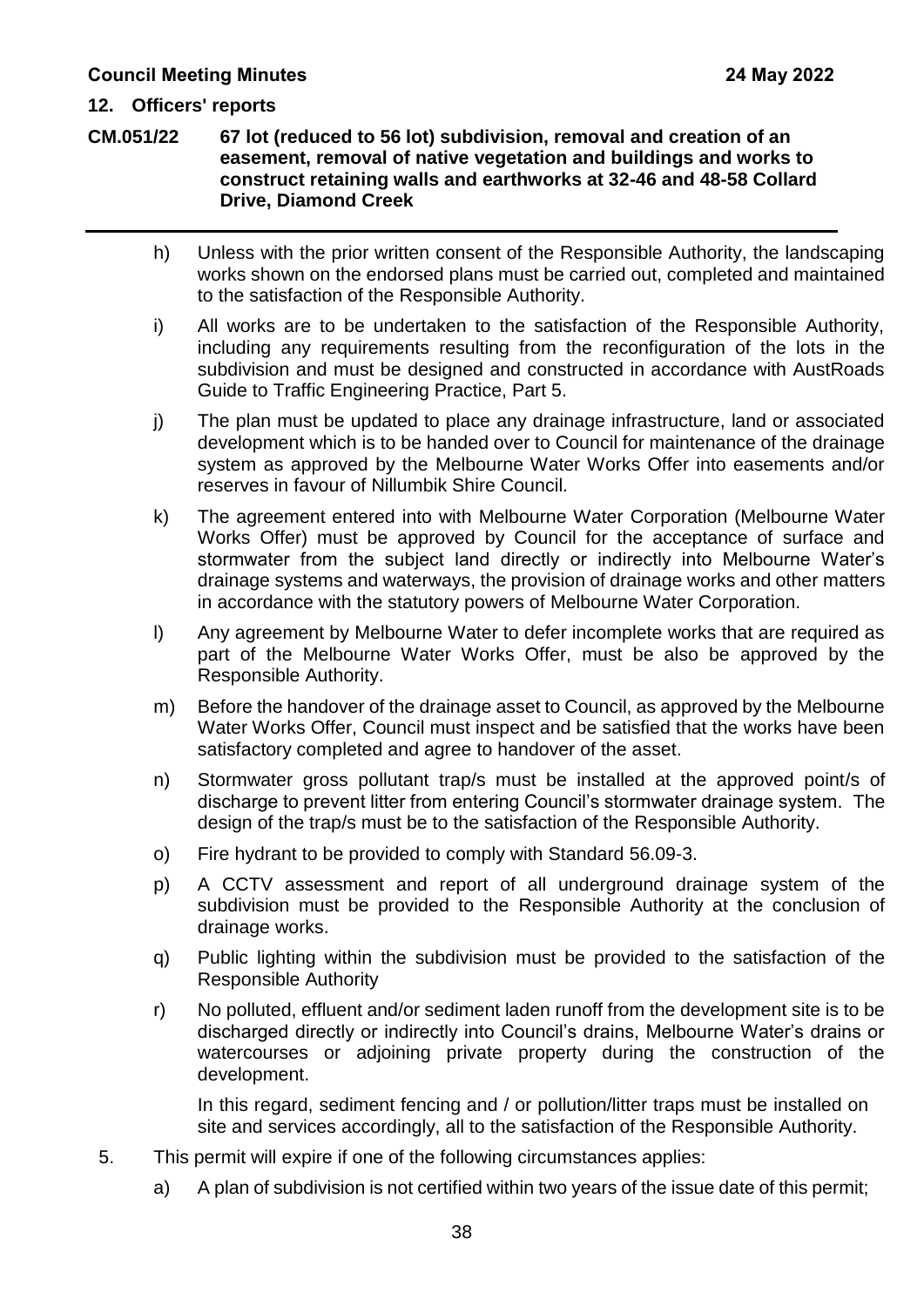h) Unless with the prior written consent of the Responsible Authority, the landscaping works shown on the endorsed plans must be carried out, completed and maintained to the satisfaction of the Responsible Authority.

i) All works are to be undertaken to the satisfaction of the Responsible Authority, including any requirements resulting from the reconfiguration of the lots in the subdivision and must be designed and constructed in accordance with AustRoads Guide to Traffic Engineering Practice, Part 5.

j) The plan must be updated to place any drainage infrastructure, land or associated development which is to be handed over to Council for maintenance of the drainage system as approved by the Melbourne Water Works Offer into easements and/or reserves in favour of Nillumbik Shire Council.

k) The agreement entered into with Melbourne Water Corporation (Melbourne Water Works Offer) must be approved by Council for the acceptance of surface and stormwater from the subject land directly or indirectly into Melbourne Water's drainage systems and waterways, the provision of drainage works and other matters in accordance with the statutory powers of Melbourne Water Corporation.

l) Any agreement by Melbourne Water to defer incomplete works that are required as part of the Melbourne Water Works Offer, must be also be approved by the Responsible Authority.

m) Before the handover of the drainage asset to Council, as approved by the Melbourne Water Works Offer, Council must inspect and be satisfied that the works have been satisfactory completed and agree to handover of the asset.

n) Stormwater gross pollutant trap/s must be installed at the approved point/s of discharge to prevent litter from entering Council's stormwater drainage system. The design of the trap/s must be to the satisfaction of the Responsible Authority.

o) Fire hydrant to be provided to comply with Standard 56.09-3.

p) A CCTV assessment and report of all underground drainage system of the subdivision must be provided to the Responsible Authority at the conclusion of drainage works.

q) Public lighting within the subdivision must be provided to the satisfaction of the Responsible Authority

r) No polluted, effluent and/or sediment laden runoff from the development site is to be discharged directly or indirectly into Council's drains, Melbourne Water's drains or watercourses or adjoining private property during the construction of the development.

   In this regard, sediment fencing and / or pollution/litter traps must be installed on site and services accordingly, all to the satisfaction of the Responsible Authority.

5. This permit will expire if one of the following circumstances applies:

   a) A plan of subdivision is not certified within two years of the issue date of this permit;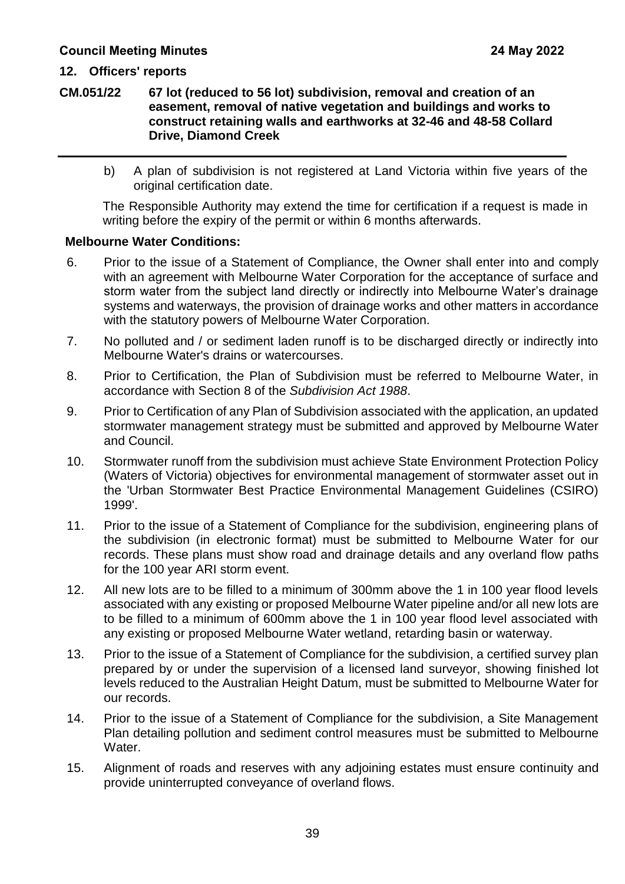b) A plan of subdivision is not registered at Land Victoria within five years of the original certification date.

The Responsible Authority may extend the time for certification if a request is made in writing before the expiry of the permit or within 6 months afterwards.

**Melbourne Water Conditions:**

6. Prior to the issue of a Statement of Compliance, the Owner shall enter into and comply with an agreement with Melbourne Water Corporation for the acceptance of surface and storm water from the subject land directly or indirectly into Melbourne Water's drainage systems and waterways, the provision of drainage works and other matters in accordance with the statutory powers of Melbourne Water Corporation.

7. No polluted and / or sediment laden runoff is to be discharged directly or indirectly into Melbourne Water's drains or watercourses.

8. Prior to Certification, the Plan of Subdivision must be referred to Melbourne Water, in accordance with Section 8 of the *Subdivision Act 1988*.

9. Prior to Certification of any Plan of Subdivision associated with the application, an updated stormwater management strategy must be submitted and approved by Melbourne Water and Council.

10. Stormwater runoff from the subdivision must achieve State Environment Protection Policy (Waters of Victoria) objectives for environmental management of stormwater asset out in the 'Urban Stormwater Best Practice Environmental Management Guidelines (CSIRO) 1999'.

11. Prior to the issue of a Statement of Compliance for the subdivision, engineering plans of the subdivision (in electronic format) must be submitted to Melbourne Water for our records. These plans must show road and drainage details and any overland flow paths for the 100 year ARI storm event.

12. All new lots are to be filled to a minimum of 300mm above the 1 in 100 year flood levels associated with any existing or proposed Melbourne Water pipeline and/or all new lots are to be filled to a minimum of 600mm above the 1 in 100 year flood level associated with any existing or proposed Melbourne Water wetland, retarding basin or waterway.

13. Prior to the issue of a Statement of Compliance for the subdivision, a certified survey plan prepared by or under the supervision of a licensed land surveyor, showing finished lot levels reduced to the Australian Height Datum, must be submitted to Melbourne Water for our records.

14. Prior to the issue of a Statement of Compliance for the subdivision, a Site Management Plan detailing pollution and sediment control measures must be submitted to Melbourne Water.

15. Alignment of roads and reserves with any adjoining estates must ensure continuity and provide uninterrupted conveyance of overland flows.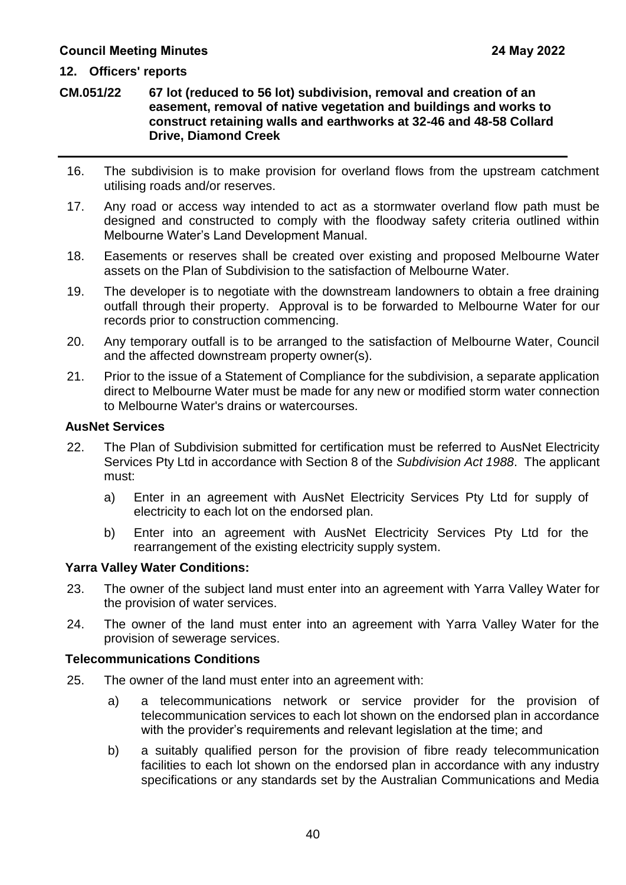16. The subdivision is to make provision for overland flows from the upstream catchment utilising roads and/or reserves.

17. Any road or access way intended to act as a stormwater overland flow path must be designed and constructed to comply with the floodway safety criteria outlined within Melbourne Water's Land Development Manual.

18. Easements or reserves shall be created over existing and proposed Melbourne Water assets on the Plan of Subdivision to the satisfaction of Melbourne Water.

19. The developer is to negotiate with the downstream landowners to obtain a free draining outfall through their property. Approval is to be forwarded to Melbourne Water for our records prior to construction commencing.

20. Any temporary outfall is to be arranged to the satisfaction of Melbourne Water, Council and the affected downstream property owner(s).

21. Prior to the issue of a Statement of Compliance for the subdivision, a separate application direct to Melbourne Water must be made for any new or modified storm water connection to Melbourne Water's drains or watercourses.

**AusNet Services**

22. The Plan of Subdivision submitted for certification must be referred to AusNet Electricity Services Pty Ltd in accordance with Section 8 of the *Subdivision Act 1988*. The applicant must:

    a) Enter in an agreement with AusNet Electricity Services Pty Ltd for supply of electricity to each lot on the endorsed plan.

    b) Enter into an agreement with AusNet Electricity Services Pty Ltd for the rearrangement of the existing electricity supply system.

**Yarra Valley Water Conditions:**

23. The owner of the subject land must enter into an agreement with Yarra Valley Water for the provision of water services.

24. The owner of the land must enter into an agreement with Yarra Valley Water for the provision of sewerage services.

**Telecommunications Conditions**

25. The owner of the land must enter into an agreement with:

    a) a telecommunications network or service provider for the provision of telecommunication services to each lot shown on the endorsed plan in accordance with the provider's requirements and relevant legislation at the time; and

    b) a suitably qualified person for the provision of fibre ready telecommunication facilities to each lot shown on the endorsed plan in accordance with any industry specifications or any standards set by the Australian Communications and Media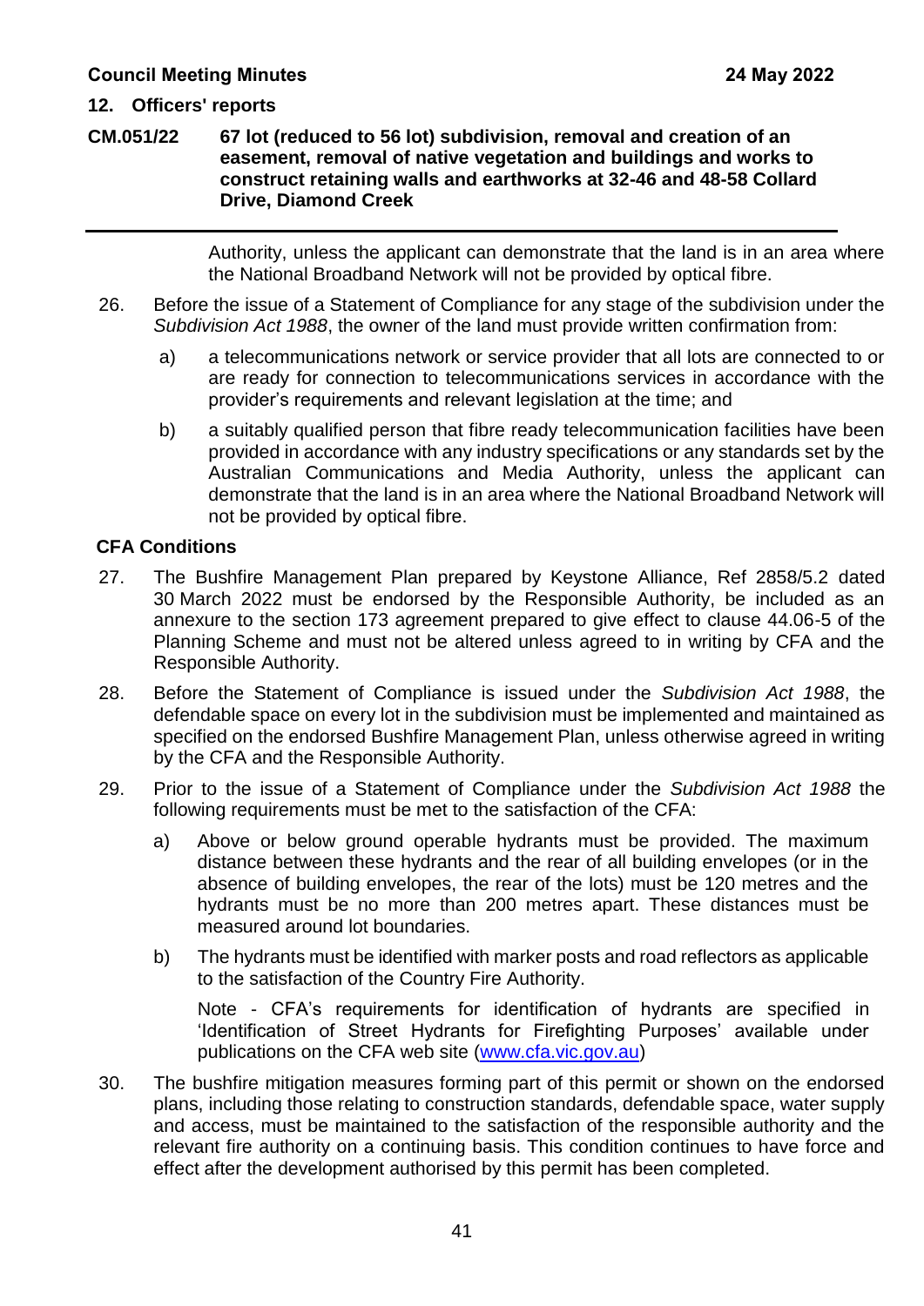Authority, unless the applicant can demonstrate that the land is in an area where the National Broadband Network will not be provided by optical fibre.

26. Before the issue of a Statement of Compliance for any stage of the subdivision under the *Subdivision Act 1988*, the owner of the land must provide written confirmation from:

    a) a telecommunications network or service provider that all lots are connected to or are ready for connection to telecommunications services in accordance with the provider's requirements and relevant legislation at the time; and

    b) a suitably qualified person that fibre ready telecommunication facilities have been provided in accordance with any industry specifications or any standards set by the Australian Communications and Media Authority, unless the applicant can demonstrate that the land is in an area where the National Broadband Network will not be provided by optical fibre.

**CFA Conditions**

27. The Bushfire Management Plan prepared by Keystone Alliance, Ref 2858/5.2 dated 30 March 2022 must be endorsed by the Responsible Authority, be included as an annexure to the section 173 agreement prepared to give effect to clause 44.06-5 of the Planning Scheme and must not be altered unless agreed to in writing by CFA and the Responsible Authority.

28. Before the Statement of Compliance is issued under the *Subdivision Act 1988*, the defendable space on every lot in the subdivision must be implemented and maintained as specified on the endorsed Bushfire Management Plan, unless otherwise agreed in writing by the CFA and the Responsible Authority.

29. Prior to the issue of a Statement of Compliance under the *Subdivision Act 1988* the following requirements must be met to the satisfaction of the CFA:

    a) Above or below ground operable hydrants must be provided. The maximum distance between these hydrants and the rear of all building envelopes (or in the absence of building envelopes, the rear of the lots) must be 120 metres and the hydrants must be no more than 200 metres apart. These distances must be measured around lot boundaries.

    b) The hydrants must be identified with marker posts and road reflectors as applicable to the satisfaction of the Country Fire Authority.

       Note - CFA's requirements for identification of hydrants are specified in 'Identification of Street Hydrants for Firefighting Purposes' available under publications on the CFA web site (www.cfa.vic.gov.au)

30. The bushfire mitigation measures forming part of this permit or shown on the endorsed plans, including those relating to construction standards, defendable space, water supply and access, must be maintained to the satisfaction of the responsible authority and the relevant fire authority on a continuing basis. This condition continues to have force and effect after the development authorised by this permit has been completed.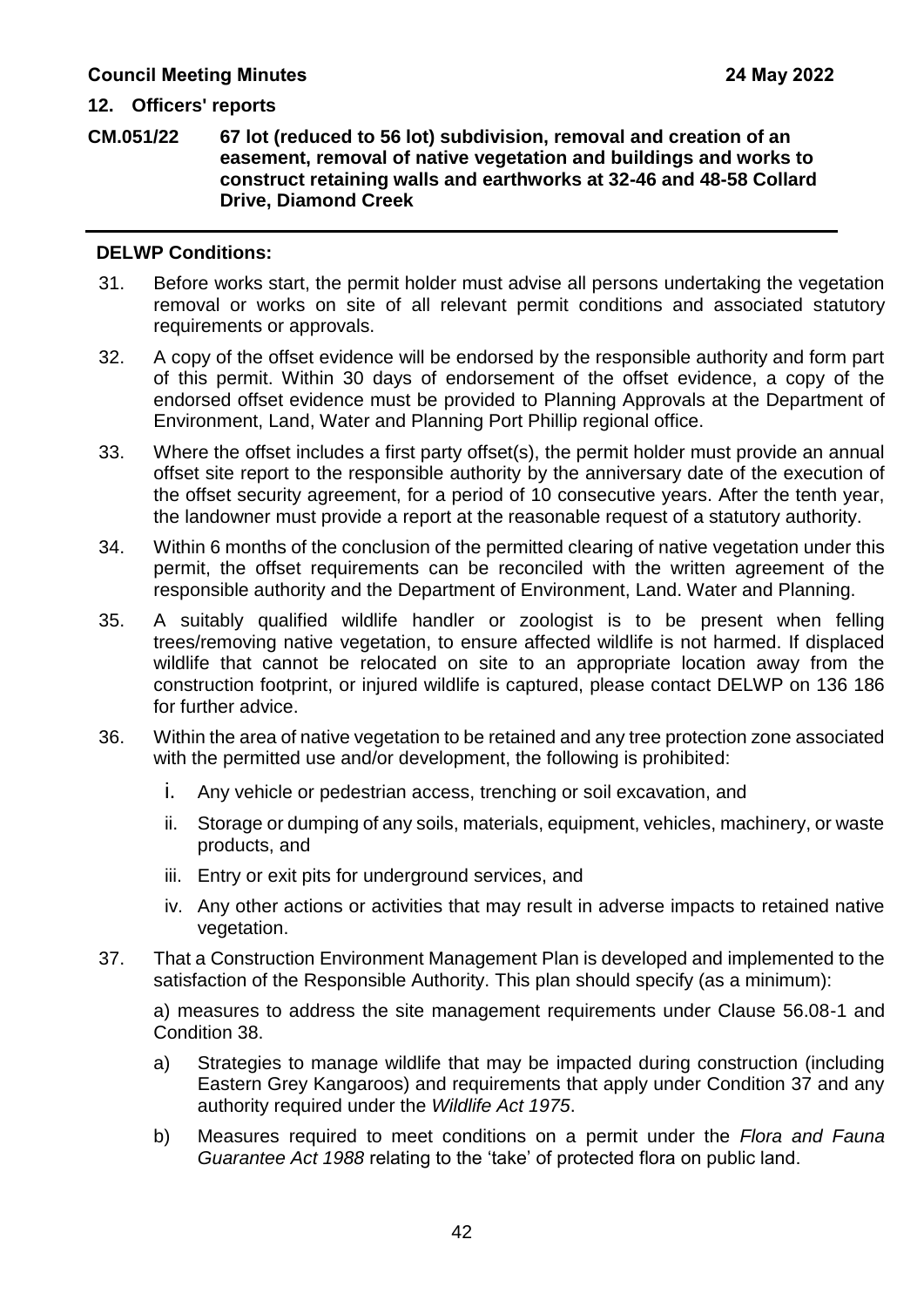**12. Officers' reports**

**CM.051/22 67 lot (reduced to 56 lot) subdivision, removal and creation of an easement, removal of native vegetation and buildings and works to construct retaining walls and earthworks at 32-46 and 48-58 Collard Drive, Diamond Creek**

---

**DELWP Conditions:**

31. Before works start, the permit holder must advise all persons undertaking the vegetation removal or works on site of all relevant permit conditions and associated statutory requirements or approvals.

32. A copy of the offset evidence will be endorsed by the responsible authority and form part of this permit. Within 30 days of endorsement of the offset evidence, a copy of the endorsed offset evidence must be provided to Planning Approvals at the Department of Environment, Land, Water and Planning Port Phillip regional office.

33. Where the offset includes a first party offset(s), the permit holder must provide an annual offset site report to the responsible authority by the anniversary date of the execution of the offset security agreement, for a period of 10 consecutive years. After the tenth year, the landowner must provide a report at the reasonable request of a statutory authority.

34. Within 6 months of the conclusion of the permitted clearing of native vegetation under this permit, the offset requirements can be reconciled with the written agreement of the responsible authority and the Department of Environment, Land. Water and Planning.

35. A suitably qualified wildlife handler or zoologist is to be present when felling trees/removing native vegetation, to ensure affected wildlife is not harmed. If displaced wildlife that cannot be relocated on site to an appropriate location away from the construction footprint, or injured wildlife is captured, please contact DELWP on 136 186 for further advice.

36. Within the area of native vegetation to be retained and any tree protection zone associated with the permitted use and/or development, the following is prohibited:
    i. Any vehicle or pedestrian access, trenching or soil excavation, and
    ii. Storage or dumping of any soils, materials, equipment, vehicles, machinery, or waste products, and
    iii. Entry or exit pits for underground services, and
    iv. Any other actions or activities that may result in adverse impacts to retained native vegetation.

37. That a Construction Environment Management Plan is developed and implemented to the satisfaction of the Responsible Authority. This plan should specify (as a minimum):

    a) measures to address the site management requirements under Clause 56.08-1 and Condition 38.

    a) Strategies to manage wildlife that may be impacted during construction (including Eastern Grey Kangaroos) and requirements that apply under Condition 37 and any authority required under the *Wildlife Act 1975*.

    b) Measures required to meet conditions on a permit under the *Flora and Fauna Guarantee Act 1988* relating to the 'take' of protected flora on public land.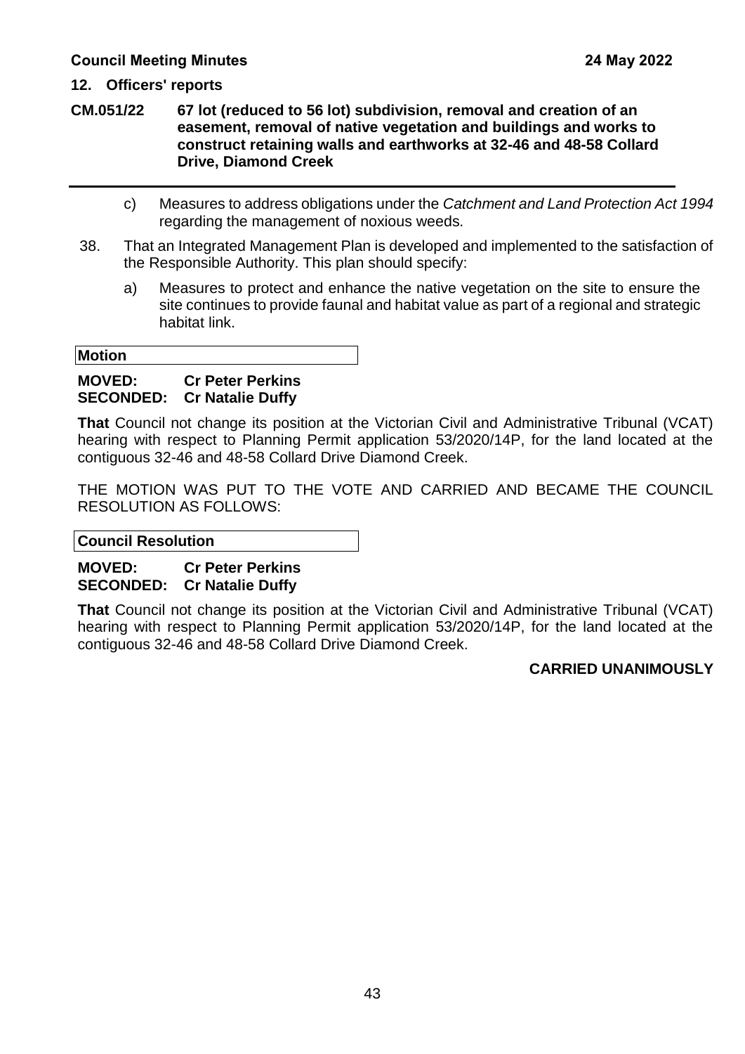c) Measures to address obligations under the *Catchment and Land Protection Act 1994* regarding the management of noxious weeds.

38. That an Integrated Management Plan is developed and implemented to the satisfaction of the Responsible Authority. This plan should specify:

    a) Measures to protect and enhance the native vegetation on the site to ensure the site continues to provide faunal and habitat value as part of a regional and strategic habitat link.

**Motion**

**MOVED: Cr Peter Perkins**
**SECONDED: Cr Natalie Duffy**

**That** Council not change its position at the Victorian Civil and Administrative Tribunal (VCAT) hearing with respect to Planning Permit application 53/2020/14P, for the land located at the contiguous 32-46 and 48-58 Collard Drive Diamond Creek.

THE MOTION WAS PUT TO THE VOTE AND CARRIED AND BECAME THE COUNCIL RESOLUTION AS FOLLOWS:

**Council Resolution**

**MOVED: Cr Peter Perkins**
**SECONDED: Cr Natalie Duffy**

**That** Council not change its position at the Victorian Civil and Administrative Tribunal (VCAT) hearing with respect to Planning Permit application 53/2020/14P, for the land located at the contiguous 32-46 and 48-58 Collard Drive Diamond Creek.

**CARRIED UNANIMOUSLY**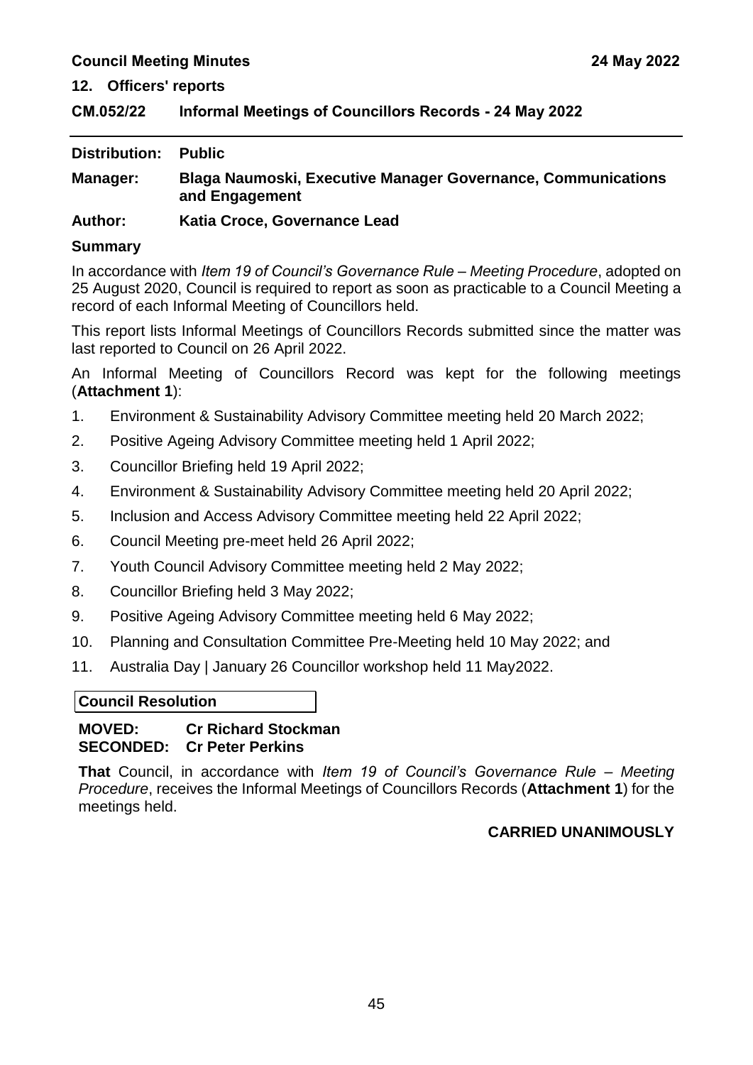## 12. Officers' reports

### CM.052/22 Informal Meetings of Councillors Records - 24 May 2022

**Distribution:** **Public**

**Manager:** **Blaga Naumoski, Executive Manager Governance, Communications and Engagement**

**Author:** **Katia Croce, Governance Lead**

**Summary**

In accordance with *Item 19 of Council's Governance Rule – Meeting Procedure*, adopted on 25 August 2020, Council is required to report as soon as practicable to a Council Meeting a record of each Informal Meeting of Councillors held.

This report lists Informal Meetings of Councillors Records submitted since the matter was last reported to Council on 26 April 2022.

An Informal Meeting of Councillors Record was kept for the following meetings (**Attachment 1**):

1. Environment & Sustainability Advisory Committee meeting held 20 March 2022;
2. Positive Ageing Advisory Committee meeting held 1 April 2022;
3. Councillor Briefing held 19 April 2022;
4. Environment & Sustainability Advisory Committee meeting held 20 April 2022;
5. Inclusion and Access Advisory Committee meeting held 22 April 2022;
6. Council Meeting pre-meet held 26 April 2022;
7. Youth Council Advisory Committee meeting held 2 May 2022;
8. Councillor Briefing held 3 May 2022;
9. Positive Ageing Advisory Committee meeting held 6 May 2022;
10. Planning and Consultation Committee Pre-Meeting held 10 May 2022; and
11. Australia Day | January 26 Councillor workshop held 11 May2022.

**Council Resolution**

**MOVED:** **Cr Richard Stockman**
**SECONDED:** **Cr Peter Perkins**

**That** Council, in accordance with *Item 19 of Council's Governance Rule – Meeting Procedure*, receives the Informal Meetings of Councillors Records (**Attachment 1**) for the meetings held.

**CARRIED UNANIMOUSLY**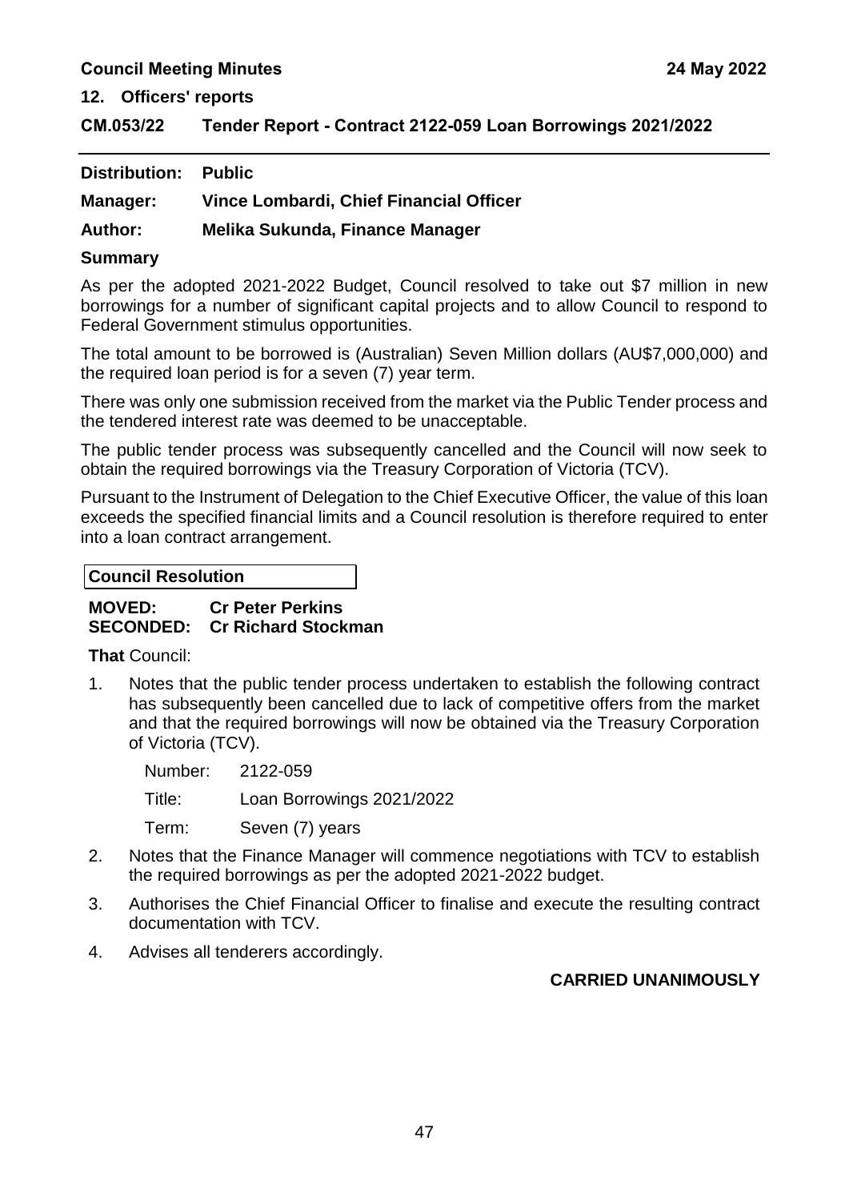## 12. Officers' reports

## CM.053/22 Tender Report - Contract 2122-059 Loan Borrowings 2021/2022

**Distribution:** Public

**Manager:** Vince Lombardi, Chief Financial Officer

**Author:** Melika Sukunda, Finance Manager

### Summary

As per the adopted 2021-2022 Budget, Council resolved to take out $7 million in new borrowings for a number of significant capital projects and to allow Council to respond to Federal Government stimulus opportunities.

The total amount to be borrowed is (Australian) Seven Million dollars (AU$7,000,000) and the required loan period is for a seven (7) year term.

There was only one submission received from the market via the Public Tender process and the tendered interest rate was deemed to be unacceptable.

The public tender process was subsequently cancelled and the Council will now seek to obtain the required borrowings via the Treasury Corporation of Victoria (TCV).

Pursuant to the Instrument of Delegation to the Chief Executive Officer, the value of this loan exceeds the specified financial limits and a Council resolution is therefore required to enter into a loan contract arrangement.

**Council Resolution**

**MOVED:** Cr Peter Perkins
**SECONDED:** Cr Richard Stockman

**That** Council:

1. Notes that the public tender process undertaken to establish the following contract has subsequently been cancelled due to lack of competitive offers from the market and that the required borrowings will now be obtained via the Treasury Corporation of Victoria (TCV).

   Number: 2122-059

   Title: Loan Borrowings 2021/2022

   Term: Seven (7) years

2. Notes that the Finance Manager will commence negotiations with TCV to establish the required borrowings as per the adopted 2021-2022 budget.
3. Authorises the Chief Financial Officer to finalise and execute the resulting contract documentation with TCV.
4. Advises all tenderers accordingly.

**CARRIED UNANIMOUSLY**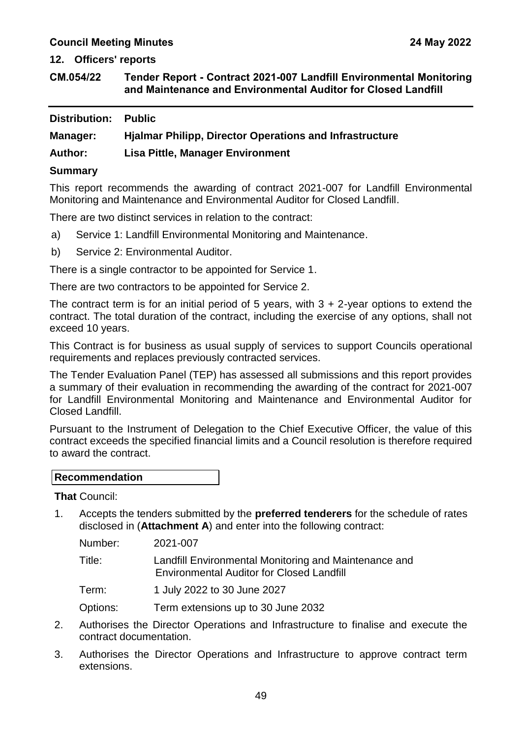## 12. Officers' reports

### CM.054/22 Tender Report - Contract 2021-007 Landfill Environmental Monitoring and Maintenance and Environmental Auditor for Closed Landfill

---

**Distribution:** **Public**

**Manager:** **Hjalmar Philipp, Director Operations and Infrastructure**

**Author:** **Lisa Pittle, Manager Environment**

**Summary**

This report recommends the awarding of contract 2021-007 for Landfill Environmental Monitoring and Maintenance and Environmental Auditor for Closed Landfill.

There are two distinct services in relation to the contract:

a) Service 1: Landfill Environmental Monitoring and Maintenance.

b) Service 2: Environmental Auditor.

There is a single contractor to be appointed for Service 1.

There are two contractors to be appointed for Service 2.

The contract term is for an initial period of 5 years, with 3 + 2-year options to extend the contract. The total duration of the contract, including the exercise of any options, shall not exceed 10 years.

This Contract is for business as usual supply of services to support Councils operational requirements and replaces previously contracted services.

The Tender Evaluation Panel (TEP) has assessed all submissions and this report provides a summary of their evaluation in recommending the awarding of the contract for 2021-007 for Landfill Environmental Monitoring and Maintenance and Environmental Auditor for Closed Landfill.

Pursuant to the Instrument of Delegation to the Chief Executive Officer, the value of this contract exceeds the specified financial limits and a Council resolution is therefore required to award the contract.

**Recommendation**

**That** Council:

1. Accepts the tenders submitted by the **preferred tenderers** for the schedule of rates disclosed in (**Attachment A**) and enter into the following contract:

   Number: 2021-007

   Title: Landfill Environmental Monitoring and Maintenance and Environmental Auditor for Closed Landfill

   Term: 1 July 2022 to 30 June 2027

   Options: Term extensions up to 30 June 2032

2. Authorises the Director Operations and Infrastructure to finalise and execute the contract documentation.

3. Authorises the Director Operations and Infrastructure to approve contract term extensions.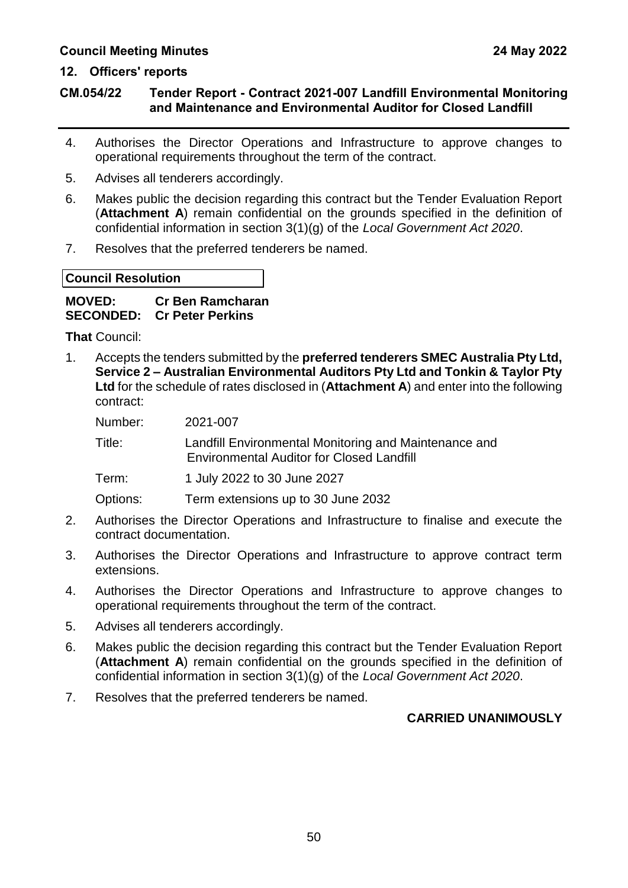## CM.054/22 Tender Report - Contract 2021-007 Landfill Environmental Monitoring and Maintenance and Environmental Auditor for Closed Landfill

4. Authorises the Director Operations and Infrastructure to approve changes to operational requirements throughout the term of the contract.
5. Advises all tenderers accordingly.
6. Makes public the decision regarding this contract but the Tender Evaluation Report (**Attachment A**) remain confidential on the grounds specified in the definition of confidential information in section 3(1)(g) of the *Local Government Act 2020*.
7. Resolves that the preferred tenderers be named.

**Council Resolution**

**MOVED:** **Cr Ben Ramcharan**
**SECONDED:** **Cr Peter Perkins**

**That** Council:

1. Accepts the tenders submitted by the **preferred tenderers SMEC Australia Pty Ltd, Service 2 – Australian Environmental Auditors Pty Ltd and Tonkin & Taylor Pty Ltd** for the schedule of rates disclosed in (**Attachment A**) and enter into the following contract:

   | | |
   |---|---|
   | Number: | 2021-007 |
   | Title: | Landfill Environmental Monitoring and Maintenance and Environmental Auditor for Closed Landfill |
   | Term: | 1 July 2022 to 30 June 2027 |
   | Options: | Term extensions up to 30 June 2032 |

2. Authorises the Director Operations and Infrastructure to finalise and execute the contract documentation.
3. Authorises the Director Operations and Infrastructure to approve contract term extensions.
4. Authorises the Director Operations and Infrastructure to approve changes to operational requirements throughout the term of the contract.
5. Advises all tenderers accordingly.
6. Makes public the decision regarding this contract but the Tender Evaluation Report (**Attachment A**) remain confidential on the grounds specified in the definition of confidential information in section 3(1)(g) of the *Local Government Act 2020*.
7. Resolves that the preferred tenderers be named.

**CARRIED UNANIMOUSLY**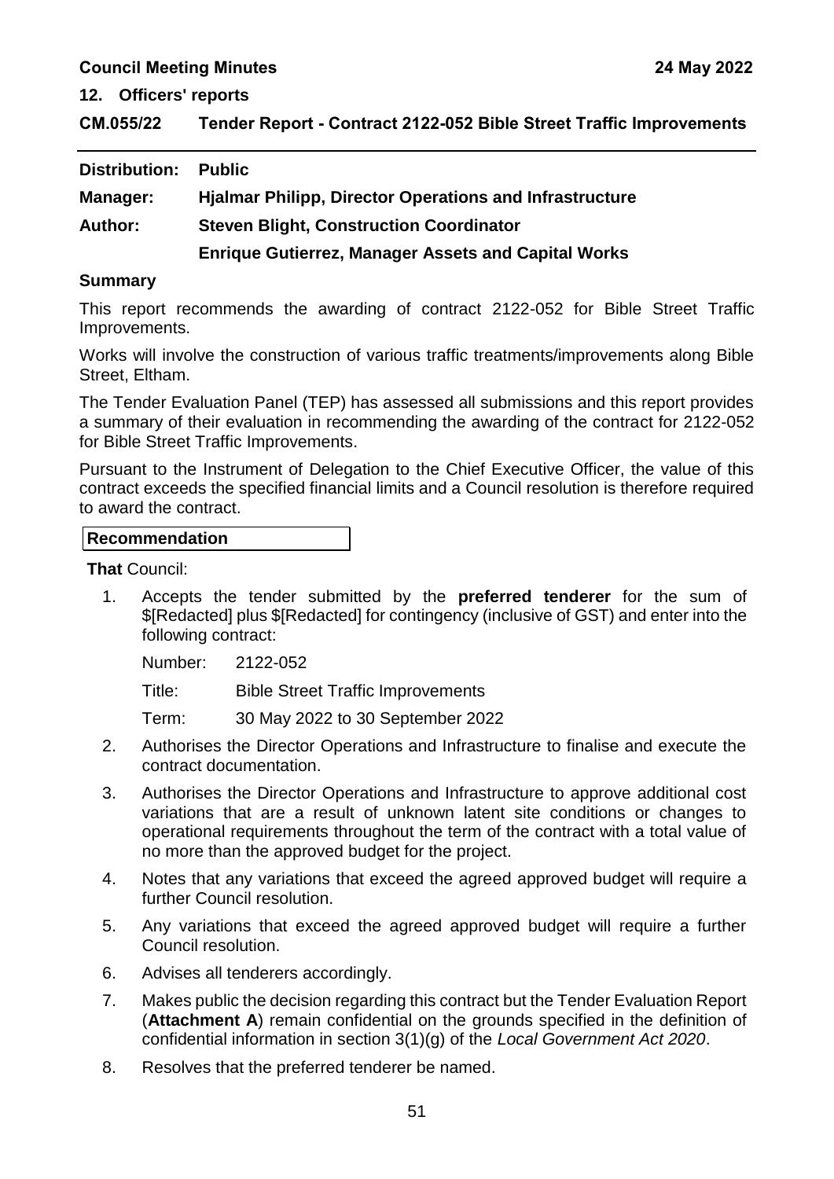## 12. Officers' reports

## CM.055/22 Tender Report - Contract 2122-052 Bible Street Traffic Improvements

**Distribution:** **Public**

**Manager:** **Hjalmar Philipp, Director Operations and Infrastructure**

**Author:** **Steven Blight, Construction Coordinator**

**Enrique Gutierrez, Manager Assets and Capital Works**

### Summary

This report recommends the awarding of contract 2122-052 for Bible Street Traffic Improvements.

Works will involve the construction of various traffic treatments/improvements along Bible Street, Eltham.

The Tender Evaluation Panel (TEP) has assessed all submissions and this report provides a summary of their evaluation in recommending the awarding of the contract for 2122-052 for Bible Street Traffic Improvements.

Pursuant to the Instrument of Delegation to the Chief Executive Officer, the value of this contract exceeds the specified financial limits and a Council resolution is therefore required to award the contract.

### Recommendation

**That** Council:

1. Accepts the tender submitted by the **preferred tenderer** for the sum of $[Redacted] plus $[Redacted] for contingency (inclusive of GST) and enter into the following contract:

   Number: 2122-052

   Title: Bible Street Traffic Improvements

   Term: 30 May 2022 to 30 September 2022

2. Authorises the Director Operations and Infrastructure to finalise and execute the contract documentation.
3. Authorises the Director Operations and Infrastructure to approve additional cost variations that are a result of unknown latent site conditions or changes to operational requirements throughout the term of the contract with a total value of no more than the approved budget for the project.
4. Notes that any variations that exceed the agreed approved budget will require a further Council resolution.
5. Any variations that exceed the agreed approved budget will require a further Council resolution.
6. Advises all tenderers accordingly.
7. Makes public the decision regarding this contract but the Tender Evaluation Report (**Attachment A**) remain confidential on the grounds specified in the definition of confidential information in section 3(1)(g) of the *Local Government Act 2020*.
8. Resolves that the preferred tenderer be named.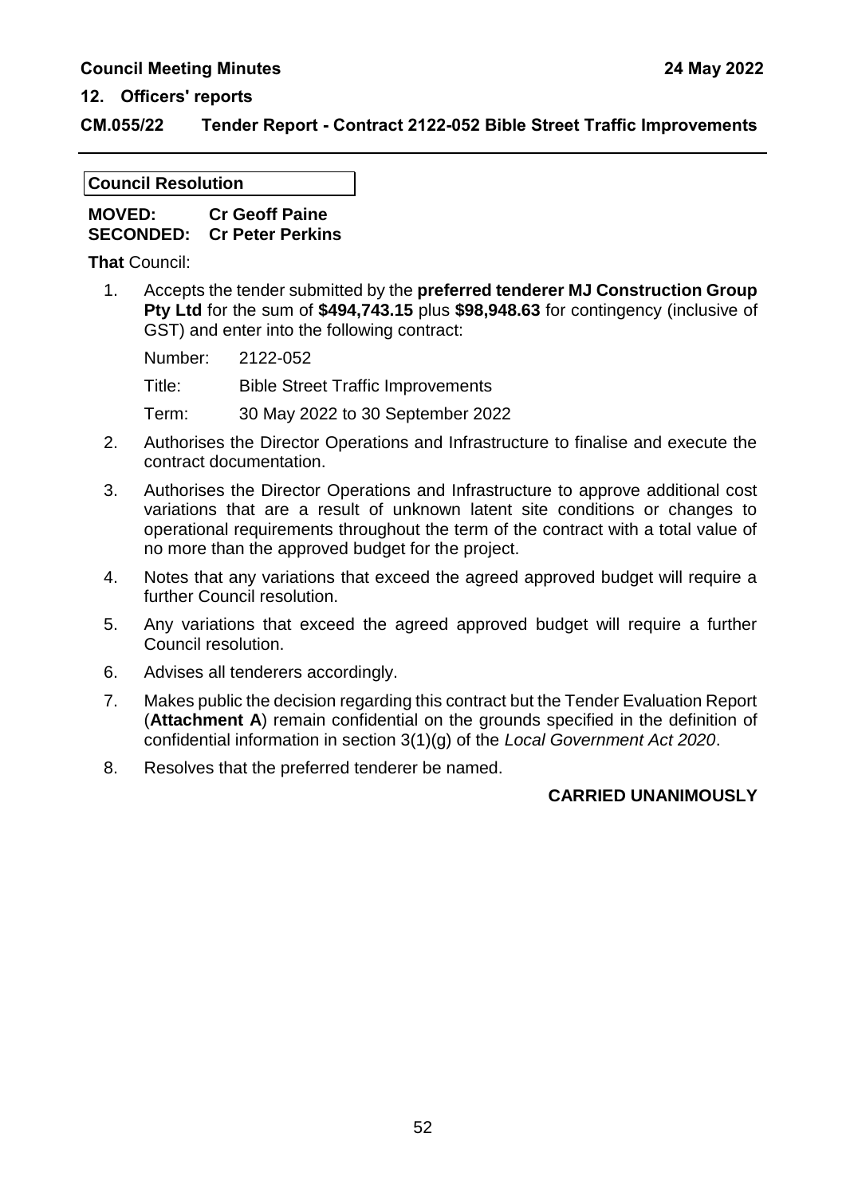## 12. Officers' reports

### CM.055/22 Tender Report - Contract 2122-052 Bible Street Traffic Improvements

**Council Resolution**

**MOVED:** **Cr Geoff Paine**
**SECONDED:** **Cr Peter Perkins**

**That** Council:

1. Accepts the tender submitted by the **preferred tenderer MJ Construction Group Pty Ltd** for the sum of **$494,743.15** plus **$98,948.63** for contingency (inclusive of GST) and enter into the following contract:

   Number: 2122-052

   Title: Bible Street Traffic Improvements

   Term: 30 May 2022 to 30 September 2022

2. Authorises the Director Operations and Infrastructure to finalise and execute the contract documentation.
3. Authorises the Director Operations and Infrastructure to approve additional cost variations that are a result of unknown latent site conditions or changes to operational requirements throughout the term of the contract with a total value of no more than the approved budget for the project.
4. Notes that any variations that exceed the agreed approved budget will require a further Council resolution.
5. Any variations that exceed the agreed approved budget will require a further Council resolution.
6. Advises all tenderers accordingly.
7. Makes public the decision regarding this contract but the Tender Evaluation Report (**Attachment A**) remain confidential on the grounds specified in the definition of confidential information in section 3(1)(g) of the *Local Government Act 2020*.
8. Resolves that the preferred tenderer be named.

**CARRIED UNANIMOUSLY**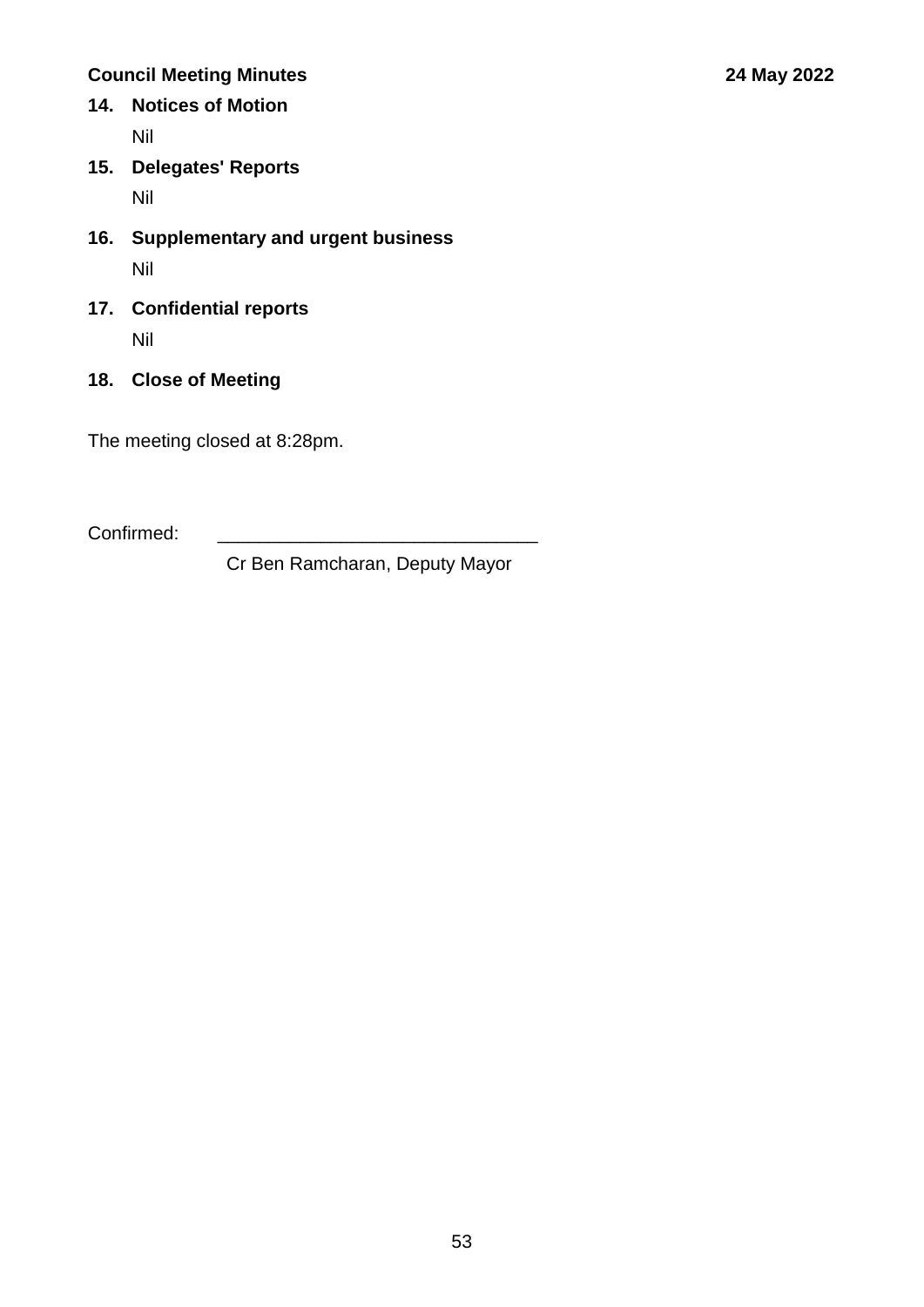## 14. Notices of Motion

Nil

## 15. Delegates' Reports

Nil

## 16. Supplementary and urgent business

Nil

## 17. Confidential reports

Nil

## 18. Close of Meeting

The meeting closed at 8:28pm.

Confirmed: ______________________________

Cr Ben Ramcharan, Deputy Mayor